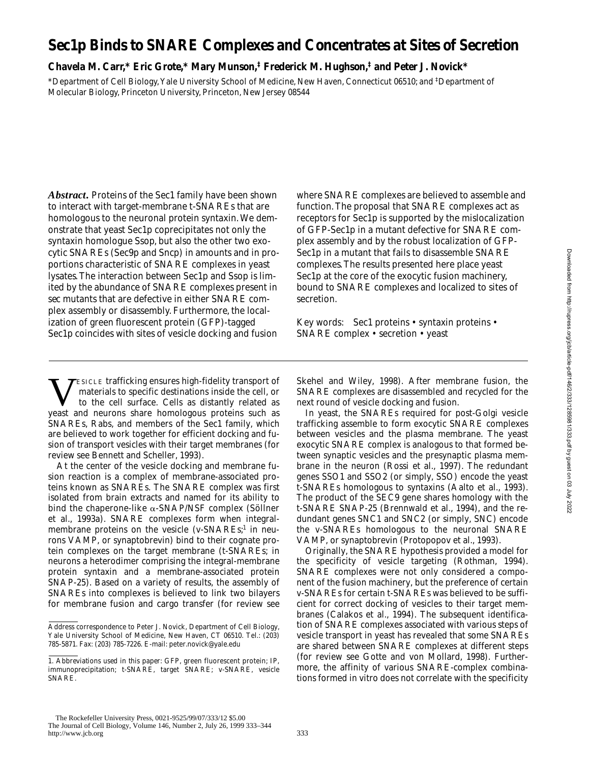# Sec1p Binds to SNARE Complexes and Concentrates at Sites of Secretion

**Chavela M. Carr,\* Eric Grote,\* Mary Munson,‡ Frederick M. Hughson,‡ and Peter J. Novick\***

\*Department of Cell Biology, Yale University School of Medicine, New Haven, Connecticut 06510; and ‡Department of Molecular Biology, Princeton University, Princeton, New Jersey 08544

***Abstract.*** Proteins of the Sec1 family have been shown to interact with target-membrane t-SNAREs that are homologous to the neuronal protein syntaxin. We demonstrate that yeast Sec1p coprecipitates not only the syntaxin homologue Ssop, but also the other two exocytic SNAREs (Sec9p and Sncp) in amounts and in proportions characteristic of SNARE complexes in yeast lysates. The interaction between Sec1p and Ssop is limited by the abundance of SNARE complexes present in sec mutants that are defective in either SNARE complex assembly or disassembly. Furthermore, the localization of green fluorescent protein (GFP)-tagged Sec1p coincides with sites of vesicle docking and fusion where SNARE complexes are believed to assemble and function. The proposal that SNARE complexes act as receptors for Sec1p is supported by the mislocalization of GFP-Sec1p in a mutant defective for SNARE complex assembly and by the robust localization of GFP-Sec1p in a mutant that fails to disassemble SNARE complexes. The results presented here place yeast Sec1p at the core of the exocytic fusion machinery, bound to SNARE complexes and localized to sites of secretion.

Key words: Sec1 proteins • syntaxin proteins • SNARE complex • secretion • yeast

Vesicle trafficking ensures high-fidelity transport of materials to specific destinations inside the cell, or to the cell surface. Cells as distantly related as yeast and neurons share homologous proteins such as SNAREs, Rabs, and members of the Sec1 family, which are believed to work together for efficient docking and fusion of transport vesicles with their target membranes (for review see Bennett and Scheller, 1993).

At the center of the vesicle docking and membrane fusion reaction is a complex of membrane-associated proteins known as SNAREs. The SNARE complex was first isolated from brain extracts and named for its ability to bind the chaperone-like α-SNAP/NSF complex (Söllner et al., 1993a). SNARE complexes form when integral-membrane proteins on the vesicle (v-SNAREs;[1] in neurons VAMP, or synaptobrevin) bind to their cognate protein complexes on the target membrane (t-SNAREs; in neurons a heterodimer comprising the integral-membrane protein syntaxin and a membrane-associated protein SNAP-25). Based on a variety of results, the assembly of SNAREs into complexes is believed to link two bilayers for membrane fusion and cargo transfer (for review see Skehel and Wiley, 1998). After membrane fusion, the SNARE complexes are disassembled and recycled for the next round of vesicle docking and fusion.

In yeast, the SNAREs required for post-Golgi vesicle trafficking assemble to form exocytic SNARE complexes between vesicles and the plasma membrane. The yeast exocytic SNARE complex is analogous to that formed between synaptic vesicles and the presynaptic plasma membrane in the neuron (Rossi et al., 1997). The redundant genes SSO1 and SSO2 (or simply, SSO) encode the yeast t-SNAREs homologous to syntaxins (Aalto et al., 1993). The product of the SEC9 gene shares homology with the t-SNARE SNAP-25 (Brennwald et al., 1994), and the redundant genes SNC1 and SNC2 (or simply, SNC) encode the v-SNAREs homologous to the neuronal SNARE VAMP, or synaptobrevin (Protopopov et al., 1993).

Originally, the SNARE hypothesis provided a model for the specificity of vesicle targeting (Rothman, 1994). SNARE complexes were not only considered a component of the fusion machinery, but the preference of certain v-SNAREs for certain t-SNAREs was believed to be sufficient for correct docking of vesicles to their target membranes (Calakos et al., 1994). The subsequent identification of SNARE complexes associated with various steps of vesicle transport in yeast has revealed that some SNAREs are shared between SNARE complexes at different steps (for review see Gotte and von Mollard, 1998). Furthermore, the affinity of various SNARE-complex combinations formed in vitro does not correlate with the specificity

Address correspondence to Peter J. Novick, Department of Cell Biology, Yale University School of Medicine, New Haven, CT 06510. Tel.: (203) 785-5871. Fax: (203) 785-7226. E-mail: peter.novick@yale.edu

1. Abbreviations used in this paper: GFP, green fluorescent protein; IP, immunoprecipitation; t-SNARE, target SNARE; v-SNARE, vesicle SNARE.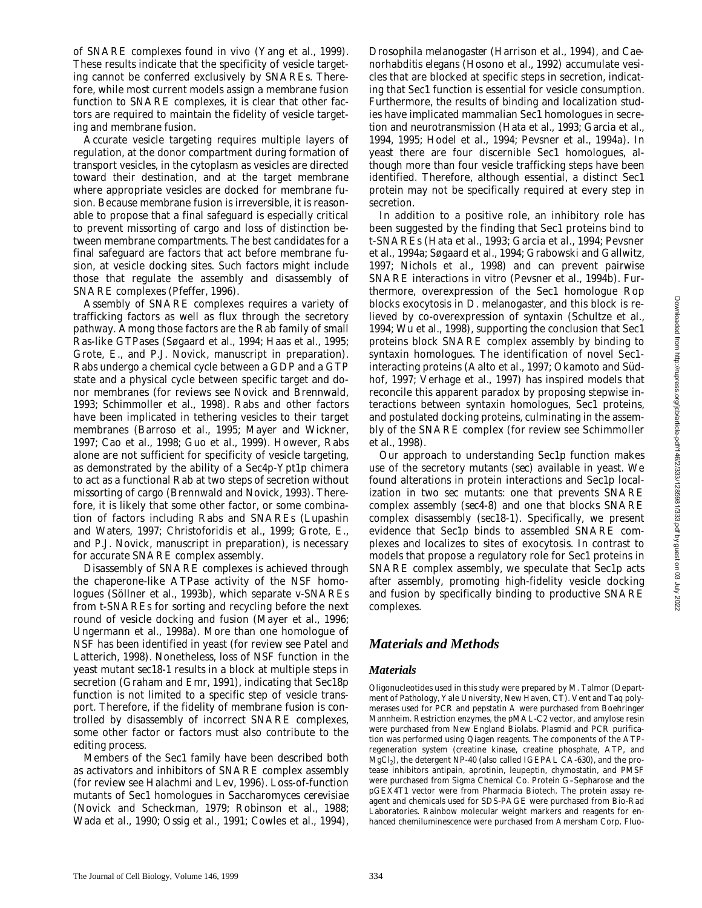of SNARE complexes found in vivo (Yang et al., 1999). These results indicate that the specificity of vesicle targeting cannot be conferred exclusively by SNAREs. Therefore, while most current models assign a membrane fusion function to SNARE complexes, it is clear that other factors are required to maintain the fidelity of vesicle targeting and membrane fusion.

Accurate vesicle targeting requires multiple layers of regulation, at the donor compartment during formation of transport vesicles, in the cytoplasm as vesicles are directed toward their destination, and at the target membrane where appropriate vesicles are docked for membrane fusion. Because membrane fusion is irreversible, it is reasonable to propose that a final safeguard is especially critical to prevent missorting of cargo and loss of distinction between membrane compartments. The best candidates for a final safeguard are factors that act before membrane fusion, at vesicle docking sites. Such factors might include those that regulate the assembly and disassembly of SNARE complexes (Pfeffer, 1996).

Assembly of SNARE complexes requires a variety of trafficking factors as well as flux through the secretory pathway. Among those factors are the Rab family of small Ras-like GTPases (Søgaard et al., 1994; Haas et al., 1995; Grote, E., and P.J. Novick, manuscript in preparation). Rabs undergo a chemical cycle between a GDP and a GTP state and a physical cycle between specific target and donor membranes (for reviews see Novick and Brennwald, 1993; Schimmoller et al., 1998). Rabs and other factors have been implicated in tethering vesicles to their target membranes (Barroso et al., 1995; Mayer and Wickner, 1997; Cao et al., 1998; Guo et al., 1999). However, Rabs alone are not sufficient for specificity of vesicle targeting, as demonstrated by the ability of a Sec4p-Ypt1p chimera to act as a functional Rab at two steps of secretion without missorting of cargo (Brennwald and Novick, 1993). Therefore, it is likely that some other factor, or some combination of factors including Rabs and SNAREs (Lupashin and Waters, 1997; Christoforidis et al., 1999; Grote, E., and P.J. Novick, manuscript in preparation), is necessary for accurate SNARE complex assembly.

Disassembly of SNARE complexes is achieved through the chaperone-like ATPase activity of the NSF homologues (Söllner et al., 1993b), which separate v-SNAREs from t-SNAREs for sorting and recycling before the next round of vesicle docking and fusion (Mayer et al., 1996; Ungermann et al., 1998a). More than one homologue of NSF has been identified in yeast (for review see Patel and Latterich, 1998). Nonetheless, loss of NSF function in the yeast mutant *sec18-1* results in a block at multiple steps in secretion (Graham and Emr, 1991), indicating that Sec18p function is not limited to a specific step of vesicle transport. Therefore, if the fidelity of membrane fusion is controlled by disassembly of incorrect SNARE complexes, some other factor or factors must also contribute to the editing process.

Members of the Sec1 family have been described both as activators and inhibitors of SNARE complex assembly (for review see Halachmi and Lev, 1996). Loss-of-function mutants of Sec1 homologues in *Saccharomyces cerevisiae* (Novick and Scheckman, 1979; Robinson et al., 1988; Wada et al., 1990; Ossig et al., 1991; Cowles et al., 1994), *Drosophila melanogaster* (Harrison et al., 1994), and *Caenorhabditis elegans* (Hosono et al., 1992) accumulate vesicles that are blocked at specific steps in secretion, indicating that Sec1 function is essential for vesicle consumption. Furthermore, the results of binding and localization studies have implicated mammalian Sec1 homologues in secretion and neurotransmission (Hata et al., 1993; Garcia et al., 1994, 1995; Hodel et al., 1994; Pevsner et al., 1994a). In yeast there are four discernible Sec1 homologues, although more than four vesicle trafficking steps have been identified. Therefore, although essential, a distinct Sec1 protein may not be specifically required at every step in secretion.

In addition to a positive role, an inhibitory role has been suggested by the finding that Sec1 proteins bind to t-SNAREs (Hata et al., 1993; Garcia et al., 1994; Pevsner et al., 1994a; Søgaard et al., 1994; Grabowski and Gallwitz, 1997; Nichols et al., 1998) and can prevent pairwise SNARE interactions in vitro (Pevsner et al., 1994b). Furthermore, overexpression of the Sec1 homologue Rop blocks exocytosis in *D. melanogaster*, and this block is relieved by co-overexpression of syntaxin (Schultze et al., 1994; Wu et al., 1998), supporting the conclusion that Sec1 proteins block SNARE complex assembly by binding to syntaxin homologues. The identification of novel Sec1-interacting proteins (Aalto et al., 1997; Okamoto and Südhof, 1997; Verhage et al., 1997) has inspired models that reconcile this apparent paradox by proposing stepwise interactions between syntaxin homologues, Sec1 proteins, and postulated docking proteins, culminating in the assembly of the SNARE complex (for review see Schimmoller et al., 1998).

Our approach to understanding Sec1p function makes use of the secretory mutants (*sec*) available in yeast. We found alterations in protein interactions and Sec1p localization in two *sec* mutants: one that prevents SNARE complex assembly (*sec4-8*) and one that blocks SNARE complex disassembly (*sec18-1*). Specifically, we present evidence that Sec1p binds to assembled SNARE complexes and localizes to sites of exocytosis. In contrast to models that propose a regulatory role for Sec1 proteins in SNARE complex assembly, we speculate that Sec1p acts after assembly, promoting high-fidelity vesicle docking and fusion by specifically binding to productive SNARE complexes.

## Materials and Methods

### Materials

Oligonucleotides used in this study were prepared by M. Talmor (Department of Pathology, Yale University, New Haven, CT). Vent and Taq polymerases used for PCR and pepstatin A were purchased from Boehringer Mannheim. Restriction enzymes, the pMAL-C2 vector, and amylose resin were purchased from New England Biolabs. Plasmid and PCR purification was performed using Qiagen reagents. The components of the ATP-regeneration system (creatine kinase, creatine phosphate, ATP, and $MgCl_2$), the detergent NP-40 (also called IGEPAL CA-630), and the protease inhibitors antipain, aprotinin, leupeptin, chymostatin, and PMSF were purchased from Sigma Chemical Co. Protein G–Sepharose and the pGEX4T1 vector were from Pharmacia Biotech. The protein assay reagent and chemicals used for SDS-PAGE were purchased from Bio-Rad Laboratories. Rainbow molecular weight markers and reagents for enhanced chemiluminescence were purchased from Amersham Corp. Fluo-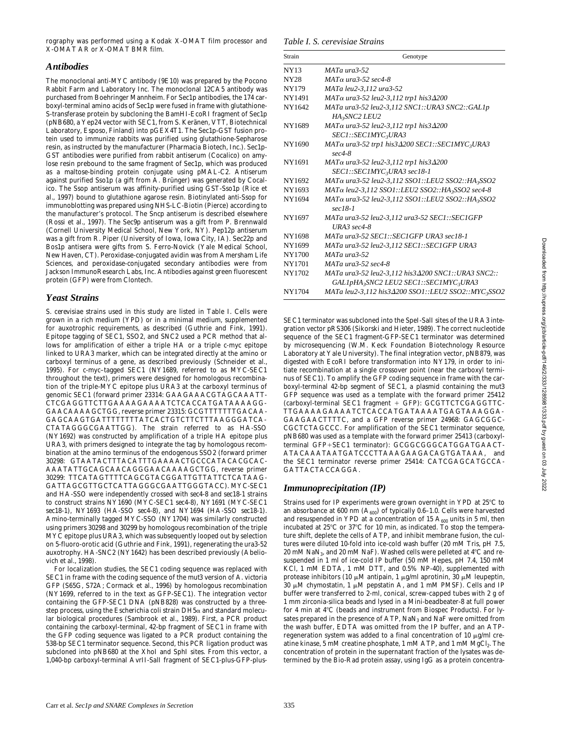rography was performed using a Kodak X-OMAT film processor and X-OMAT AR or X-OMAT BMR film.

## *Antibodies*

The monoclonal anti-MYC antibody (9E10) was prepared by the Pocono Rabbit Farm and Laboratory Inc. The monoclonal 12CA5 antibody was purchased from Boehringer Mannheim. For Sec1p antibodies, the 174 carboxyl-terminal amino acids of Sec1p were fused in frame with glutathione-S-transferase protein by subcloning the BamHI-EcoRI fragment of Sec1p (pNB680, a Yep24 vector with *SEC1*, from S. Keränen, VTT, Biotechnical Laboratory, Esposo, Finland) into pGEX4T1. The Sec1p-GST fusion protein used to immunize rabbits was purified using glutathione-Sepharose resin, as instructed by the manufacturer (Pharmacia Biotech, Inc.). Sec1p-GST antibodies were purified from rabbit antiserum (Cocalico) on amylose resin prebound to the same fragment of Sec1p, which was produced as a maltose-binding protein conjugate using pMAL-C2. Antiserum against purified Sso1p (a gift from A. Brünger) was generated by Cocalico. The Ssop antiserum was affinity-purified using GST-Sso1p (Rice et al., 1997) bound to glutathione agarose resin. Biotinylated anti-Ssop for immunoblotting was prepared using NHS-LC-Biotin (Pierce) according to the manufacturer's protocol. The Sncp antiserum is described elsewhere (Rossi et al., 1997). The Sec9p antiserum was a gift from P. Brennwald (Cornell University Medical School, New York, NY). Pep12p antiserum was a gift from R. Piper (University of Iowa, Iowa City, IA). Sec22p and Bos1p antisera were gifts from S. Ferro-Novick (Yale Medical School, New Haven, CT). Peroxidase-conjugated avidin was from Amersham Life Sciences, and peroxidase-conjugated secondary antibodies were from Jackson ImmunoResearch Labs, Inc. Antibodies against green fluorescent protein (GFP) were from Clontech.

## *Yeast Strains*

*S. cerevisiae* strains used in this study are listed in Table I. Cells were grown in a rich medium (YPD) or in a minimal medium, supplemented for auxotrophic requirements, as described (Guthrie and Fink, 1991). Epitope tagging of *SEC1*, *SSO2*, and *SNC2* used a PCR method that allows for amplification of either a triple HA or a triple c-myc epitope linked to *URA3* marker, which can be integrated directly at the amino or carboxyl terminus of a gene, as described previously (Schneider et al., 1995). For c-myc–tagged *SEC1* (NY1689, referred to as MYC-SEC1 throughout the text), primers were designed for homologous recombination of the triple-MYC epitope plus *URA3* at the carboxyl terminus of genomic *SEC1* (forward primer 23314: GAAGAAACGTAGCAAATT-CTCGAGGTTCTTGAAAAGAAAATCTCACCATGATAAAAGG-GAACAAAAGCTGG, reverse primer 23315: GCGTTTTTTTGACAA-GAGCAAGTGATTTTTTTTATCACTGTCTTCTTTAAGGGATCA-CTATAGGGCGAATTGG). The strain referred to as HA-SSO (NY1692) was constructed by amplification of a triple HA epitope plus *URA3*, with primers designed to integrate the tag by homologous recombination at the amino terminus of the endogenous *SSO2* (forward primer 30298: GTAATACTTTACATTTGAAAACTGCCCATACACGCAC-AAATATTGCAGCAACAGGGAACAAAAGCTGG, reverse primer 30299: TTCATAGTTTTCAGCGTACGGATTGTTATTCTCATAAG-GATTAGCGTTGCTCATTAGGGCGAATTGGGTACC). MYC-SEC1 and HA-SSO were independently crossed with *sec4-8* and *sec18-1* strains to construct strains NY1690 (MYC-SEC1 *sec4-8*), NY1691 (MYC-SEC1 *sec18-1*), NY1693 (HA-SSO *sec4-8*), and NY1694 (HA-SSO *sec18-1*). Amino-terminally tagged MYC-SSO (NY1704) was similarly constructed using primers 30298 and 30299 by homologous recombination of the triple MYC epitope plus *URA3*, which was subsequently looped out by selection on 5-fluoro-orotic acid (Guthrie and Fink, 1991), regenerating the *ura3-52* auxotrophy. HA-SNC2 (NY1642) has been described previously (Abeliovich et al., 1998).

For localization studies, the *SEC1* coding sequence was replaced with *SEC1* in frame with the coding sequence of the mut3 version of *A. victoria* GFP (S65G, S72A; Cormack et al., 1996) by homologous recombination (NY1699, referred to in the text as GFP-SEC1). The integration vector containing the GFP-SEC1 DNA (pNB828) was constructed by a three-step process, using the *Escherichia coli* strain DH5α and standard molecular biological procedures (Sambrook et al., 1989). First, a PCR product containing the carboxyl-terminal, 42-bp fragment of *SEC1* in frame with the GFP coding sequence was ligated to a PCR product containing the 538-bp *SEC1* terminator sequence. Second, this PCR ligation product was subcloned into pNB680 at the XhoI and SphI sites. From this vector, a 1,040-bp carboxyl-terminal AvrII-SalI fragment of *SEC1*-plus-GFP-plus-*SEC1* terminator was subcloned into the SpeI-SalI sites of the *URA3* integration vector pRS306 (Sikorski and Hieter, 1989). The correct nucleotide sequence of the *SEC1* fragment-GFP-*SEC1* terminator was determined by microsequencing (W.M. Keck Foundation Biotechnology Resource Laboratory at Yale University). The final integration vector, pNB879, was digested with EcoRI before transformation into NY179, in order to initiate recombination at a single crossover point (near the carboxyl terminus of *SEC1*). To amplify the GFP coding sequence in frame with the carboxyl-terminal 42-bp segment of *SEC1*, a plasmid containing the mut3 GFP sequence was used as a template with the forward primer 25412 (carboxyl-terminal *SEC1* fragment + GFP): GCGTTCTCGAGGTTC-TTGAAAAGAAAATCTCACCATGATAAAATGAGTAAAGGA-GAAGAACTTTTC, and a GFP reverse primer 24968: GAGCGGC-CGCTCTAGCCC. For amplification of the *SEC1* terminator sequence, pNB680 was used as a template with the forward primer 25413 (carboxyl-terminal GFP+*SEC1* terminator): GCGGCGGGCATGGATGAACT-ATACAAATAATGATCCCTTAAAGAAGACAGTGATAAA, and the *SEC1* terminator reverse primer 25414: CATCGAGCATGCCA-GATTACTACCAGGA.

*Table I. S. cerevisiae Strains*

| Strain | Genotype |
|---|---|
| NY13 | *MATa ura3-52* |
| NY28 | *MATα ura3-52 sec4-8* |
| NY179 | *MATa leu2-3,112 ura3-52* |
| NY1491 | *MATα ura3-52 leu2-3,112 trp1 his3Δ200* |
| NY1642 | *MATa ura3-52 leu2-3,112 SNC1::URA3 SNC2::GAL1p HA3SNC2 LEU2* |
| NY1689 | *MATα ura3-52 leu2-3,112 trp1 his3Δ200 SEC1::SEC1MYC3URA3* |
| NY1690 | *MATα ura3-52 trp1 his3Δ200 SEC1::SEC1MYC3URA3 sec4-8* |
| NY1691 | *MATα ura3-52 leu2-3,112 trp1 his3Δ200 SEC1::SEC1MYC3URA3 sec18-1* |
| NY1692 | *MATα ura3-52 leu2-3,112 SSO1::LEU2 SSO2::HA3SSO2* |
| NY1693 | *MATα leu2-3,112 SSO1::LEU2 SSO2::HA3SSO2 sec4-8* |
| NY1694 | *MATα ura3-52 leu2-3,112 SSO1::LEU2 SSO2::HA3SSO2 sec18-1* |
| NY1697 | *MATa ura3-52 leu2-3,112 ura3-52 SEC1::SEC1GFP URA3 sec4-8* |
| NY1698 | *MATa ura3-52 SEC1::SEC1GFP URA3 sec18-1* |
| NY1699 | *MATa ura3-52 leu2-3,112 SEC1::SEC1GFP URA3* |
| NY1700 | *MATa ura3-52* |
| NY1701 | *MATa ura3-52 sec4-8* |
| NY1702 | *MATa ura3-52 leu2-3,112 his3Δ200 SNC1::URA3 SNC2::GAL1pHA3SNC2 LEU2 SEC1::SEC1MYC3URA3* |
| NY1704 | *MATa leu2-3,112 his3Δ200 SSO1::LEU2 SSO2::MYC3SSO2* |

## *Immunoprecipitation (IP)*

Strains used for IP experiments were grown overnight in YPD at 25°C to an absorbance at 600 nm ($A_{600}$) of typically 0.6–1.0. Cells were harvested and resuspended in YPD at a concentration of 15 $A_{600}$ units in 5 ml, then incubated at 25°C or 37°C for 10 min, as indicated. To stop the temperature shift, deplete the cells of ATP, and inhibit membrane fusion, the cultures were diluted 10-fold into ice-cold wash buffer (20 mM Tris, pH 7.5, 20 mM $NaN_3$, and 20 mM NaF). Washed cells were pelleted at 4°C and resuspended in 1 ml of ice-cold IP buffer (50 mM Hepes, pH 7.4, 150 mM KCl, 1 mM EDTA, 1 mM DTT, and 0.5% NP-40), supplemented with protease inhibitors (10 μM antipain, 1 μg/ml aprotinin, 30 μM leupeptin, 30 μM chymostatin, 1 μM pepstatin A, and 1 mM PMSF). Cells and IP buffer were transferred to 2-ml, conical, screw-capped tubes with 2 g of 1 mm zirconia-silica beads and lysed in a Mini-beadbeater-8 at full power for 4 min at 4°C (beads and instrument from Biospec Products). For lysates prepared in the presence of ATP, $NaN_3$ and NaF were omitted from the wash buffer, EDTA was omitted from the IP buffer, and an ATP-regeneration system was added to a final concentration of 10 μg/ml creatine kinase, 5 mM creatine phosphate, 1 mM ATP, and 1 mM $MgCl_2$. The concentration of protein in the supernatant fraction of the lysates was determined by the Bio-Rad protein assay, using IgG as a protein concentra-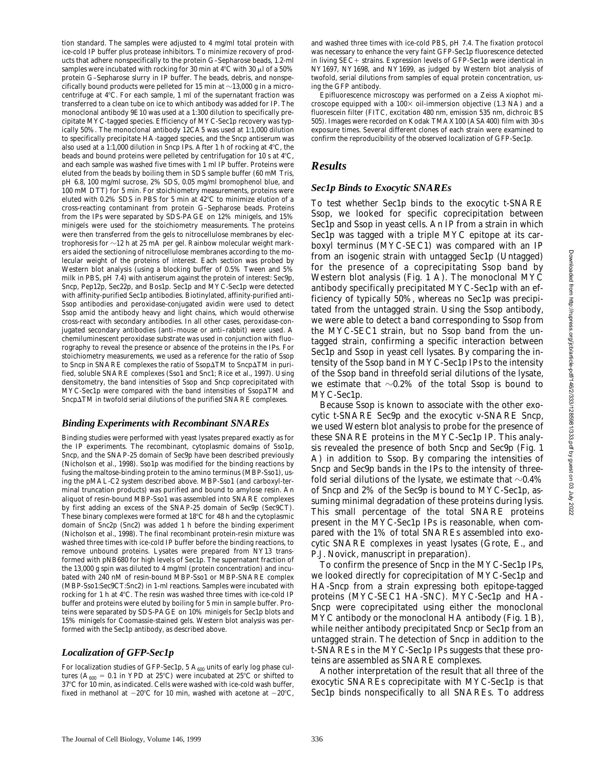tion standard. The samples were adjusted to 4 mg/ml total protein with ice-cold IP buffer plus protease inhibitors. To minimize recovery of products that adhere nonspecifically to the protein G–Sepharose beads, 1.2-ml samples were incubated with rocking for 30 min at 4°C with 30 μl of a 50% protein G–Sepharose slurry in IP buffer. The beads, debris, and nonspecifically bound products were pelleted for 15 min at ~13,000 *g* in a microcentrifuge at 4°C. For each sample, 1 ml of the supernatant fraction was transferred to a clean tube on ice to which antibody was added for IP. The monoclonal antibody 9E10 was used at a 1:300 dilution to specifically precipitate MYC-tagged species. Efficiency of MYC-Sec1p recovery was typically 50%. The monoclonal antibody 12CA5 was used at 1:1,000 dilution to specifically precipitate HA-tagged species, and the Sncp antiserum was also used at a 1:1,000 dilution in Sncp IPs. After 1 h of rocking at 4°C, the beads and bound proteins were pelleted by centrifugation for 10 s at 4°C, and each sample was washed five times with 1 ml IP buffer. Proteins were eluted from the beads by boiling them in SDS sample buffer (60 mM Tris, pH 6.8, 100 mg/ml sucrose, 2% SDS, 0.05 mg/ml bromophenol blue, and 100 mM DTT) for 5 min. For stoichiometry measurements, proteins were eluted with 0.2% SDS in PBS for 5 min at 42°C to minimize elution of a cross-reacting contaminant from protein G–Sepharose beads. Proteins from the IPs were separated by SDS-PAGE on 12% minigels, and 15% minigels were used for the stoichiometry measurements. The proteins were then transferred from the gels to nitrocellulose membranes by electrophoresis for ~12 h at 25 mA per gel. Rainbow molecular weight markers aided the sectioning of nitrocellulose membranes according to the molecular weight of the proteins of interest. Each section was probed by Western blot analysis (using a blocking buffer of 0.5% Tween and 5% milk in PBS, pH 7.4) with antiserum against the protein of interest: Sec9p, Sncp, Pep12p, Sec22p, and Bos1p. Sec1p and MYC-Sec1p were detected with affinity-purified Sec1p antibodies. Biotinylated, affinity-purified anti-Ssop antibodies and peroxidase-conjugated avidin were used to detect Ssop amid the antibody heavy and light chains, which would otherwise cross-react with secondary antibodies. In all other cases, peroxidase-conjugated secondary antibodies (anti–mouse or anti–rabbit) were used. A chemiluminescent peroxidase substrate was used in conjunction with fluorography to reveal the presence or absence of the proteins in the IPs. For stoichiometry measurements, we used as a reference for the ratio of Ssop to Sncp in SNARE complexes the ratio of SsopΔTM to SncpΔTM in purified, soluble SNARE complexes (Sso1 and Snc1; Rice et al., 1997). Using densitometry, the band intensities of Ssop and Sncp coprecipitated with MYC-Sec1p were compared with the band intensities of SsopΔTM and SncpΔTM in twofold serial dilutions of the purified SNARE complexes.

### Binding Experiments with Recombinant SNAREs

Binding studies were performed with yeast lysates prepared exactly as for the IP experiments. The recombinant, cytoplasmic domains of Sso1p, Sncp, and the SNAP-25 domain of Sec9p have been described previously (Nicholson et al., 1998). Sso1p was modified for the binding reactions by fusing the maltose-binding protein to the amino terminus (MBP-Sso1), using the pMAL-C2 system described above. MBP-Sso1 (and carboxyl-terminal truncation products) was purified and bound to amylose resin. An aliquot of resin-bound MBP-Sso1 was assembled into SNARE complexes by first adding an excess of the SNAP-25 domain of Sec9p (Sec9CT). These binary complexes were formed at 18°C for 48 h and the cytoplasmic domain of Snc2p (Snc2) was added 1 h before the binding experiment (Nicholson et al., 1998). The final recombinant protein-resin mixture was washed three times with ice-cold IP buffer before the binding reactions, to remove unbound proteins. Lysates were prepared from NY13 transformed with pNB680 for high levels of Sec1p. The supernatant fraction of the 13,000 *g* spin was diluted to 4 mg/ml (protein concentration) and incubated with 240 nM of resin-bound MBP-Sso1 or MBP-SNARE complex (MBP-Sso1:Sec9CT:Snc2) in 1-ml reactions. Samples were incubated with rocking for 1 h at 4°C. The resin was washed three times with ice-cold IP buffer and proteins were eluted by boiling for 5 min in sample buffer. Proteins were separated by SDS-PAGE on 10% minigels for Sec1p blots and 15% minigels for Coomassie-stained gels. Western blot analysis was performed with the Sec1p antibody, as described above.

### Localization of GFP-Sec1p

For localization studies of GFP-Sec1p, 5 $A_{600}$ units of early log phase cultures ($A_{600}$ = 0.1 in YPD at 25°C) were incubated at 25°C or shifted to 37°C for 10 min, as indicated. Cells were washed with ice-cold wash buffer, fixed in methanol at −20°C for 10 min, washed with acetone at −20°C, and washed three times with ice-cold PBS, pH 7.4. The fixation protocol was necessary to enhance the very faint GFP-Sec1p fluorescence detected in living SEC+ strains. Expression levels of GFP-Sec1p were identical in NY1697, NY1698, and NY1699, as judged by Western blot analysis of twofold, serial dilutions from samples of equal protein concentration, using the GFP antibody.

Epifluorescence microscopy was performed on a Zeiss Axiophot microscope equipped with a 100× oil-immersion objective (1.3 NA) and a fluorescein filter (FITC, excitation 480 nm, emission 535 nm, dichroic BS 505). Images were recorded on Kodak TMAX100 (ASA400) film with 30-s exposure times. Several different clones of each strain were examined to confirm the reproducibility of the observed localization of GFP-Sec1p.

## Results

### Sec1p Binds to Exocytic SNAREs

To test whether Sec1p binds to the exocytic t-SNARE Ssop, we looked for specific coprecipitation between Sec1p and Ssop in yeast cells. An IP from a strain in which Sec1p was tagged with a triple MYC epitope at its carboxyl terminus (MYC-SEC1) was compared with an IP from an isogenic strain with untagged Sec1p (Untagged) for the presence of a coprecipitating Ssop band by Western blot analysis (Fig. 1 A). The monoclonal MYC antibody specifically precipitated MYC-Sec1p with an efficiency of typically 50%, whereas no Sec1p was precipitated from the untagged strain. Using the Ssop antibody, we were able to detect a band corresponding to Ssop from the MYC-SEC1 strain, but no Ssop band from the untagged strain, confirming a specific interaction between Sec1p and Ssop in yeast cell lysates. By comparing the intensity of the Ssop band in MYC-Sec1p IPs to the intensity of the Ssop band in threefold serial dilutions of the lysate, we estimate that ~0.2% of the total Ssop is bound to MYC-Sec1p.

Because Ssop is known to associate with the other exocytic t-SNARE Sec9p and the exocytic v-SNARE Sncp, we used Western blot analysis to probe for the presence of these SNARE proteins in the MYC-Sec1p IP. This analysis revealed the presence of both Sncp and Sec9p (Fig. 1 A) in addition to Ssop. By comparing the intensities of Sncp and Sec9p bands in the IPs to the intensity of threefold serial dilutions of the lysate, we estimate that ~0.4% of Sncp and 2% of the Sec9p is bound to MYC-Sec1p, assuming minimal degradation of these proteins during lysis. This small percentage of the total SNARE proteins present in the MYC-Sec1p IPs is reasonable, when compared with the 1% of total SNAREs assembled into exocytic SNARE complexes in yeast lysates (Grote, E., and P.J. Novick, manuscript in preparation).

To confirm the presence of Sncp in the MYC-Sec1p IPs, we looked directly for coprecipitation of MYC-Sec1p and HA-Sncp from a strain expressing both epitope-tagged proteins (MYC-SEC1 HA-SNC). MYC-Sec1p and HA-Sncp were coprecipitated using either the monoclonal MYC antibody or the monoclonal HA antibody (Fig. 1 B), while neither antibody precipitated Sncp or Sec1p from an untagged strain. The detection of Sncp in addition to the t-SNAREs in the MYC-Sec1p IPs suggests that these proteins are assembled as SNARE complexes.

Another interpretation of the result that all three of the exocytic SNAREs coprecipitate with MYC-Sec1p is that Sec1p binds nonspecifically to all SNAREs. To address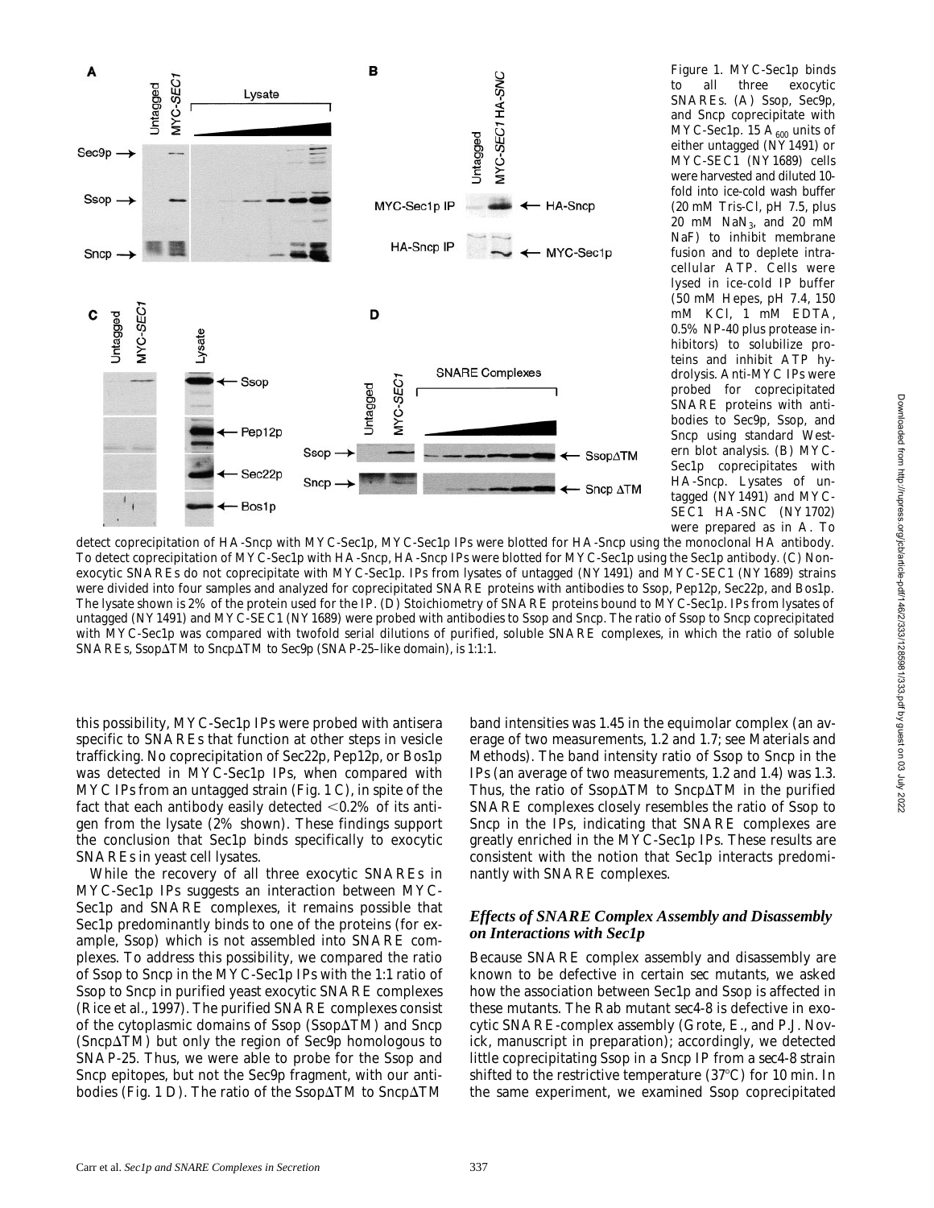Figure 1. MYC-Sec1p binds to all three exocytic SNAREs. (A) Ssop, Sec9p, and Sncp coprecipitate with MYC-Sec1p. 15 $A_{600}$ units of either untagged (NY1491) or MYC-SEC1 (NY1689) cells were harvested and diluted 10-fold into ice-cold wash buffer (20 mM Tris-Cl, pH 7.5, plus 20 mM $NaN_3$, and 20 mM NaF) to inhibit membrane fusion and to deplete intracellular ATP. Cells were lysed in ice-cold IP buffer (50 mM Hepes, pH 7.4, 150 mM KCl, 1 mM EDTA, 0.5% NP-40 plus protease inhibitors) to solubilize proteins and inhibit ATP hydrolysis. Anti-MYC IPs were probed for coprecipitated SNARE proteins with antibodies to Sec9p, Ssop, and Sncp using standard Western blot analysis. (B) MYC-Sec1p coprecipitates with HA-Sncp. Lysates of untagged (NY1491) and MYC-SEC1 HA-SNC (NY1702) were prepared as in A. To detect coprecipitation of HA-Sncp with MYC-Sec1p, MYC-Sec1p IPs were blotted for HA-Sncp using the monoclonal HA antibody. To detect coprecipitation of MYC-Sec1p with HA-Sncp, HA-Sncp IPs were blotted for MYC-Sec1p using the Sec1p antibody. (C) Nonexocytic SNAREs do not coprecipitate with MYC-Sec1p. IPs from lysates of untagged (NY1491) and MYC-SEC1 (NY1689) strains were divided into four samples and analyzed for coprecipitated SNARE proteins with antibodies to Ssop, Pep12p, Sec22p, and Bos1p. The lysate shown is 2% of the protein used for the IP. (D) Stoichiometry of SNARE proteins bound to MYC-Sec1p. IPs from lysates of untagged (NY1491) and MYC-SEC1 (NY1689) were probed with antibodies to Ssop and Sncp. The ratio of Ssop to Sncp coprecipitated with MYC-Sec1p was compared with twofold serial dilutions of purified, soluble SNARE complexes, in which the ratio of soluble SNAREs, SsopΔTM to SncpΔTM to Sec9p (SNAP-25–like domain), is 1:1:1.

this possibility, MYC-Sec1p IPs were probed with antisera specific to SNAREs that function at other steps in vesicle trafficking. No coprecipitation of Sec22p, Pep12p, or Bos1p was detected in MYC-Sec1p IPs, when compared with MYC IPs from an untagged strain (Fig. 1 C), in spite of the fact that each antibody easily detected <0.2% of its antigen from the lysate (2% shown). These findings support the conclusion that Sec1p binds specifically to exocytic SNAREs in yeast cell lysates.

While the recovery of all three exocytic SNAREs in MYC-Sec1p IPs suggests an interaction between MYC-Sec1p and SNARE complexes, it remains possible that Sec1p predominantly binds to one of the proteins (for example, Ssop) which is not assembled into SNARE complexes. To address this possibility, we compared the ratio of Ssop to Sncp in the MYC-Sec1p IPs with the 1:1 ratio of Ssop to Sncp in purified yeast exocytic SNARE complexes (Rice et al., 1997). The purified SNARE complexes consist of the cytoplasmic domains of Ssop (SsopΔTM) and Sncp (SncpΔTM) but only the region of Sec9p homologous to SNAP-25. Thus, we were able to probe for the Ssop and Sncp epitopes, but not the Sec9p fragment, with our antibodies (Fig. 1 D). The ratio of the SsopΔTM to SncpΔTM band intensities was 1.45 in the equimolar complex (an average of two measurements, 1.2 and 1.7; see Materials and Methods). The band intensity ratio of Ssop to Sncp in the IPs (an average of two measurements, 1.2 and 1.4) was 1.3. Thus, the ratio of SsopΔTM to SncpΔTM in the purified SNARE complexes closely resembles the ratio of Ssop to Sncp in the IPs, indicating that SNARE complexes are greatly enriched in the MYC-Sec1p IPs. These results are consistent with the notion that Sec1p interacts predominantly with SNARE complexes.

### *Effects of SNARE Complex Assembly and Disassembly on Interactions with Sec1p*

Because SNARE complex assembly and disassembly are known to be defective in certain *sec* mutants, we asked how the association between Sec1p and Ssop is affected in these mutants. The Rab mutant *sec4-8* is defective in exocytic SNARE-complex assembly (Grote, E., and P.J. Novick, manuscript in preparation); accordingly, we detected little coprecipitating Ssop in a Sncp IP from a *sec4-8* strain shifted to the restrictive temperature (37°C) for 10 min. In the same experiment, we examined Ssop coprecipitated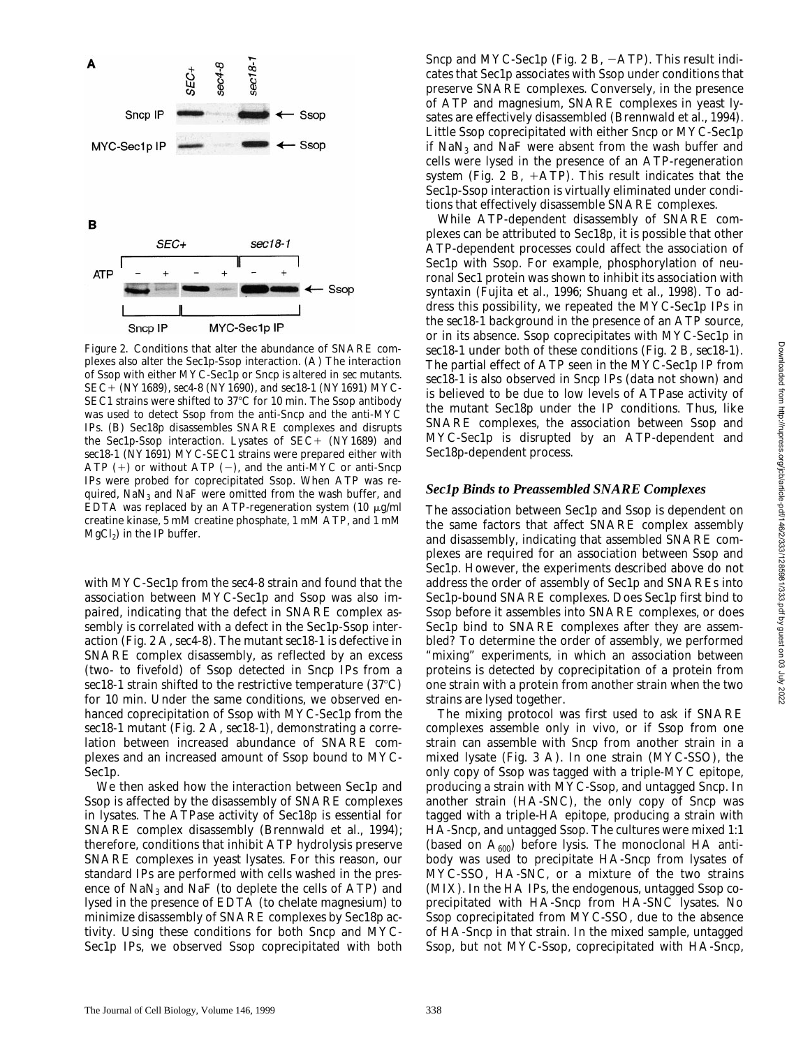Figure 2. Conditions that alter the abundance of SNARE complexes also alter the Sec1p-Ssop interaction. (A) The interaction of Ssop with either MYC-Sec1p or Sncp is altered in *sec* mutants. *SEC+* (NY1689), *sec4-8* (NY1690), and *sec18-1* (NY1691) MYC-SEC1 strains were shifted to 37°C for 10 min. The Ssop antibody was used to detect Ssop from the anti-Sncp and the anti-MYC IPs. (B) Sec18p disassembles SNARE complexes and disrupts the Sec1p-Ssop interaction. Lysates of *SEC+* (NY1689) and *sec18-1* (NY1691) MYC-SEC1 strains were prepared either with ATP (+) or without ATP (−), and the anti-MYC or anti-Sncp IPs were probed for coprecipitated Ssop. When ATP was required, $NaN_3$ and NaF were omitted from the wash buffer, and EDTA was replaced by an ATP-regeneration system (10 μg/ml creatine kinase, 5 mM creatine phosphate, 1 mM ATP, and 1 mM $MgCl_2$) in the IP buffer.

with MYC-Sec1p from the *sec4-8* strain and found that the association between MYC-Sec1p and Ssop was also impaired, indicating that the defect in SNARE complex assembly is correlated with a defect in the Sec1p-Ssop interaction (Fig. 2 A, *sec4-8*). The mutant *sec18-1* is defective in SNARE complex disassembly, as reflected by an excess (two- to fivefold) of Ssop detected in Sncp IPs from a *sec18-1* strain shifted to the restrictive temperature (37°C) for 10 min. Under the same conditions, we observed enhanced coprecipitation of Ssop with MYC-Sec1p from the *sec18-1* mutant (Fig. 2 A, *sec18-1*), demonstrating a correlation between increased abundance of SNARE complexes and an increased amount of Ssop bound to MYC-Sec1p.

We then asked how the interaction between Sec1p and Ssop is affected by the disassembly of SNARE complexes in lysates. The ATPase activity of Sec18p is essential for SNARE complex disassembly (Brennwald et al., 1994); therefore, conditions that inhibit ATP hydrolysis preserve SNARE complexes in yeast lysates. For this reason, our standard IPs are performed with cells washed in the presence of $NaN_3$ and NaF (to deplete the cells of ATP) and lysed in the presence of EDTA (to chelate magnesium) to minimize disassembly of SNARE complexes by Sec18p activity. Using these conditions for both Sncp and MYC-Sec1p IPs, we observed Ssop coprecipitated with both Sncp and MYC-Sec1p (Fig. 2 B, −ATP). This result indicates that Sec1p associates with Ssop under conditions that preserve SNARE complexes. Conversely, in the presence of ATP and magnesium, SNARE complexes in yeast lysates are effectively disassembled (Brennwald et al., 1994). Little Ssop coprecipitated with either Sncp or MYC-Sec1p if $NaN_3$ and NaF were absent from the wash buffer and cells were lysed in the presence of an ATP-regeneration system (Fig. 2 B, +ATP). This result indicates that the Sec1p-Ssop interaction is virtually eliminated under conditions that effectively disassemble SNARE complexes.

While ATP-dependent disassembly of SNARE complexes can be attributed to Sec18p, it is possible that other ATP-dependent processes could affect the association of Sec1p with Ssop. For example, phosphorylation of neuronal Sec1 protein was shown to inhibit its association with syntaxin (Fujita et al., 1996; Shuang et al., 1998). To address this possibility, we repeated the MYC-Sec1p IPs in the *sec18-1* background in the presence of an ATP source, or in its absence. Ssop coprecipitates with MYC-Sec1p in *sec18-1* under both of these conditions (Fig. 2 B, *sec18-1*). The partial effect of ATP seen in the MYC-Sec1p IP from *sec18-1* is also observed in Sncp IPs (data not shown) and is believed to be due to low levels of ATPase activity of the mutant Sec18p under the IP conditions. Thus, like SNARE complexes, the association between Ssop and MYC-Sec1p is disrupted by an ATP-dependent and Sec18p-dependent process.

### *Sec1p Binds to Preassembled SNARE Complexes*

The association between Sec1p and Ssop is dependent on the same factors that affect SNARE complex assembly and disassembly, indicating that assembled SNARE complexes are required for an association between Ssop and Sec1p. However, the experiments described above do not address the order of assembly of Sec1p and SNAREs into Sec1p-bound SNARE complexes. Does Sec1p first bind to Ssop before it assembles into SNARE complexes, or does Sec1p bind to SNARE complexes after they are assembled? To determine the order of assembly, we performed "mixing" experiments, in which an association between proteins is detected by coprecipitation of a protein from one strain with a protein from another strain when the two strains are lysed together.

The mixing protocol was first used to ask if SNARE complexes assemble only in vivo, or if Ssop from one strain can assemble with Sncp from another strain in a mixed lysate (Fig. 3 A). In one strain (MYC-SSO), the only copy of Ssop was tagged with a triple-MYC epitope, producing a strain with MYC-Ssop, and untagged Sncp. In another strain (HA-SNC), the only copy of Sncp was tagged with a triple-HA epitope, producing a strain with HA-Sncp, and untagged Ssop. The cultures were mixed 1:1 (based on $A_{600}$) before lysis. The monoclonal HA antibody was used to precipitate HA-Sncp from lysates of MYC-SSO, HA-SNC, or a mixture of the two strains (MIX). In the HA IPs, the endogenous, untagged Ssop coprecipitated with HA-Sncp from HA-SNC lysates. No Ssop coprecipitated from MYC-SSO, due to the absence of HA-Sncp in that strain. In the mixed sample, untagged Ssop, but not MYC-Ssop, coprecipitated with HA-Sncp,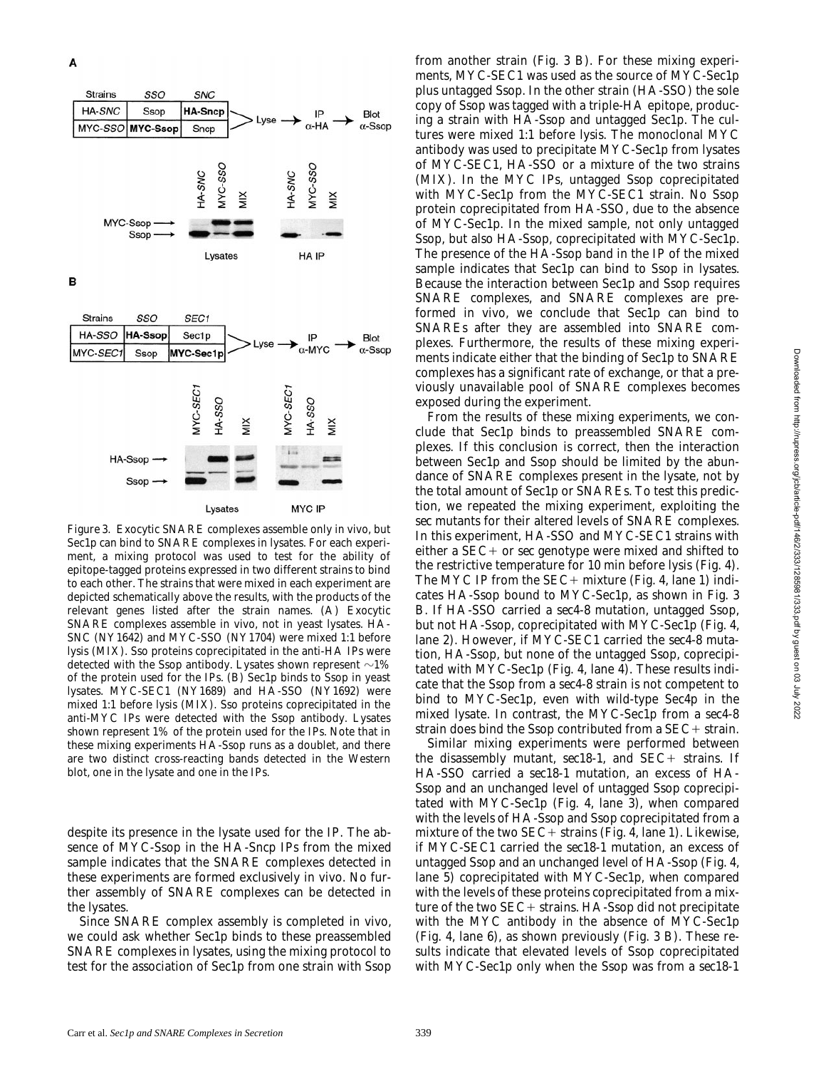Figure 3. Exocytic SNARE complexes assemble only in vivo, but Sec1p can bind to SNARE complexes in lysates. For each experiment, a mixing protocol was used to test for the ability of epitope-tagged proteins expressed in two different strains to bind to each other. The strains that were mixed in each experiment are depicted schematically above the results, with the products of the relevant genes listed after the strain names. (A) Exocytic SNARE complexes assemble in vivo, not in yeast lysates. HA-SNC (NY1642) and MYC-SSO (NY1704) were mixed 1:1 before lysis (MIX). Sso proteins coprecipitated in the anti-HA IPs were detected with the Ssop antibody. Lysates shown represent ~1% of the protein used for the IPs. (B) Sec1p binds to Ssop in yeast lysates. MYC-SEC1 (NY1689) and HA-SSO (NY1692) were mixed 1:1 before lysis (MIX). Sso proteins coprecipitated in the anti-MYC IPs were detected with the Ssop antibody. Lysates shown represent 1% of the protein used for the IPs. Note that in these mixing experiments HA-Ssop runs as a doublet, and there are two distinct cross-reacting bands detected in the Western blot, one in the lysate and one in the IPs.

despite its presence in the lysate used for the IP. The absence of MYC-Ssop in the HA-Sncp IPs from the mixed sample indicates that the SNARE complexes detected in these experiments are formed exclusively in vivo. No further assembly of SNARE complexes can be detected in the lysates.

Since SNARE complex assembly is completed in vivo, we could ask whether Sec1p binds to these preassembled SNARE complexes in lysates, using the mixing protocol to test for the association of Sec1p from one strain with Ssop from another strain (Fig. 3 B). For these mixing experiments, MYC-SEC1 was used as the source of MYC-Sec1p plus untagged Ssop. In the other strain (HA-SSO) the sole copy of Ssop was tagged with a triple-HA epitope, producing a strain with HA-Ssop and untagged Sec1p. The cultures were mixed 1:1 before lysis. The monoclonal MYC antibody was used to precipitate MYC-Sec1p from lysates of MYC-SEC1, HA-SSO or a mixture of the two strains (MIX). In the MYC IPs, untagged Ssop coprecipitated with MYC-Sec1p from the MYC-SEC1 strain. No Ssop protein coprecipitated from HA-SSO, due to the absence of MYC-Sec1p. In the mixed sample, not only untagged Ssop, but also HA-Ssop, coprecipitated with MYC-Sec1p. The presence of the HA-Ssop band in the IP of the mixed sample indicates that Sec1p can bind to Ssop in lysates. Because the interaction between Sec1p and Ssop requires SNARE complexes, and SNARE complexes are preformed in vivo, we conclude that Sec1p can bind to SNAREs after they are assembled into SNARE complexes. Furthermore, the results of these mixing experiments indicate either that the binding of Sec1p to SNARE complexes has a significant rate of exchange, or that a previously unavailable pool of SNARE complexes becomes exposed during the experiment.

From the results of these mixing experiments, we conclude that Sec1p binds to preassembled SNARE complexes. If this conclusion is correct, then the interaction between Sec1p and Ssop should be limited by the abundance of SNARE complexes present in the lysate, not by the total amount of Sec1p or SNAREs. To test this prediction, we repeated the mixing experiment, exploiting the *sec* mutants for their altered levels of SNARE complexes. In this experiment, HA-SSO and MYC-SEC1 strains with either a SEC+ or *sec* genotype were mixed and shifted to the restrictive temperature for 10 min before lysis (Fig. 4). The MYC IP from the SEC+ mixture (Fig. 4, lane 1) indicates HA-Ssop bound to MYC-Sec1p, as shown in Fig. 3 B. If HA-SSO carried a *sec4-8* mutation, untagged Ssop, but not HA-Ssop, coprecipitated with MYC-Sec1p (Fig. 4, lane 2). However, if MYC-SEC1 carried the *sec4-8* mutation, HA-Ssop, but none of the untagged Ssop, coprecipitated with MYC-Sec1p (Fig. 4, lane 4). These results indicate that the Ssop from a *sec4-8* strain is not competent to bind to MYC-Sec1p, even with wild-type Sec4p in the mixed lysate. In contrast, the MYC-Sec1p from a *sec4-8* strain does bind the Ssop contributed from a SEC+ strain.

Similar mixing experiments were performed between the disassembly mutant, *sec18-1*, and SEC+ strains. If HA-SSO carried a *sec18-1* mutation, an excess of HA-Ssop and an unchanged level of untagged Ssop coprecipitated with MYC-Sec1p (Fig. 4, lane 3), when compared with the levels of HA-Ssop and Ssop coprecipitated from a mixture of the two SEC+ strains (Fig. 4, lane 1). Likewise, if MYC-SEC1 carried the *sec18-1* mutation, an excess of untagged Ssop and an unchanged level of HA-Ssop (Fig. 4, lane 5) coprecipitated with MYC-Sec1p, when compared with the levels of these proteins coprecipitated from a mixture of the two SEC+ strains. HA-Ssop did not precipitate with the MYC antibody in the absence of MYC-Sec1p (Fig. 4, lane 6), as shown previously (Fig. 3 B). These results indicate that elevated levels of Ssop coprecipitated with MYC-Sec1p only when the Ssop was from a *sec18-1*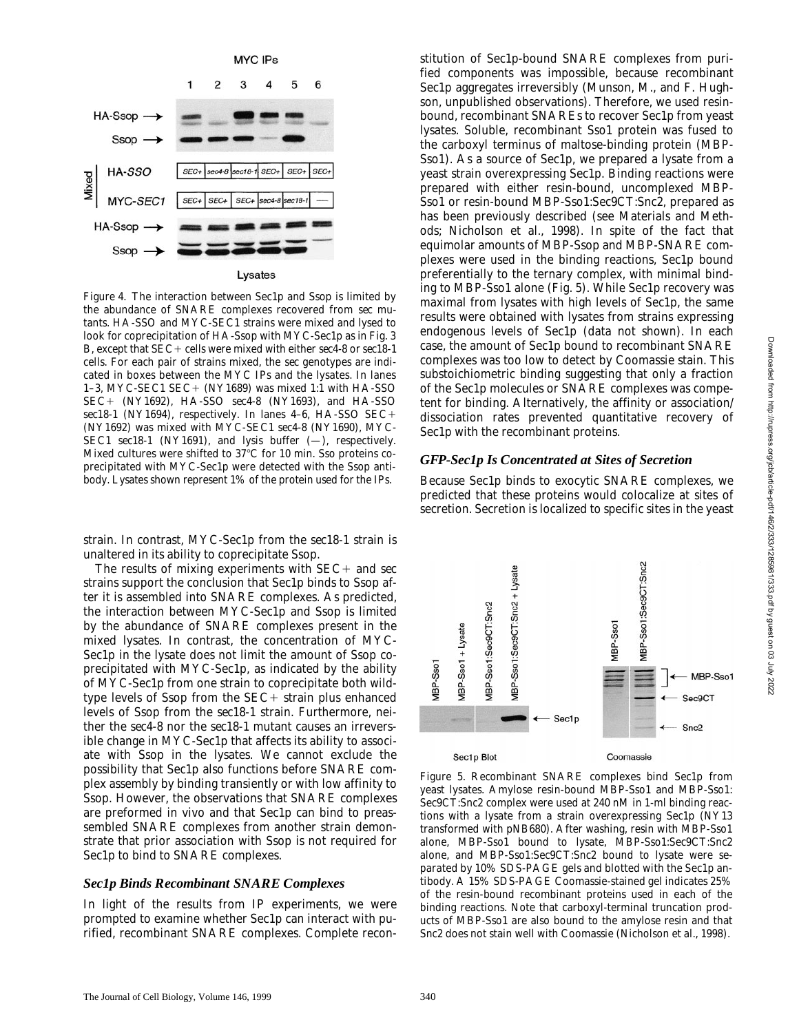Figure 4. The interaction between Sec1p and Ssop is limited by the abundance of SNARE complexes recovered from *sec* mutants. HA-SSO and MYC-SEC1 strains were mixed and lysed to look for coprecipitation of HA-Ssop with MYC-Sec1p as in Fig. 3 B, except that *SEC*+ cells were mixed with either *sec4-8* or *sec18-1* cells. For each pair of strains mixed, the *sec* genotypes are indicated in boxes between the MYC IPs and the lysates. In lanes 1–3, MYC-SEC1 *SEC*+ (NY1689) was mixed 1:1 with HA-SSO *SEC*+ (NY1692), HA-SSO *sec4-8* (NY1693), and HA-SSO *sec18-1* (NY1694), respectively. In lanes 4–6, HA-SSO *SEC*+ (NY1692) was mixed with MYC-SEC1 *sec4-8* (NY1690), MYC-SEC1 *sec18-1* (NY1691), and lysis buffer (—), respectively. Mixed cultures were shifted to 37°C for 10 min. Sso proteins coprecipitated with MYC-Sec1p were detected with the Ssop antibody. Lysates shown represent 1% of the protein used for the IPs.

strain. In contrast, MYC-Sec1p from the *sec18-1* strain is unaltered in its ability to coprecipitate Ssop.

The results of mixing experiments with *SEC*+ and *sec* strains support the conclusion that Sec1p binds to Ssop after it is assembled into SNARE complexes. As predicted, the interaction between MYC-Sec1p and Ssop is limited by the abundance of SNARE complexes present in the mixed lysates. In contrast, the concentration of MYC-Sec1p in the lysate does not limit the amount of Ssop coprecipitated with MYC-Sec1p, as indicated by the ability of MYC-Sec1p from one strain to coprecipitate both wild-type levels of Ssop from the *SEC*+ strain plus enhanced levels of Ssop from the *sec18-1* strain. Furthermore, neither the *sec4-8* nor the *sec18-1* mutant causes an irreversible change in MYC-Sec1p that affects its ability to associate with Ssop in the lysates. We cannot exclude the possibility that Sec1p also functions before SNARE complex assembly by binding transiently or with low affinity to Ssop. However, the observations that SNARE complexes are preformed in vivo and that Sec1p can bind to preassembled SNARE complexes from another strain demonstrate that prior association with Ssop is not required for Sec1p to bind to SNARE complexes.

### *Sec1p Binds Recombinant SNARE Complexes*

In light of the results from IP experiments, we were prompted to examine whether Sec1p can interact with purified, recombinant SNARE complexes. Complete reconstitution of Sec1p-bound SNARE complexes from purified components was impossible, because recombinant Sec1p aggregates irreversibly (Munson, M., and F. Hughson, unpublished observations). Therefore, we used resin-bound, recombinant SNAREs to recover Sec1p from yeast lysates. Soluble, recombinant Sso1 protein was fused to the carboxyl terminus of maltose-binding protein (MBP-Sso1). As a source of Sec1p, we prepared a lysate from a yeast strain overexpressing Sec1p. Binding reactions were prepared with either resin-bound, uncomplexed MBP-Sso1 or resin-bound MBP-Sso1:Sec9CT:Snc2, prepared as has been previously described (see Materials and Methods; Nicholson et al., 1998). In spite of the fact that equimolar amounts of MBP-Ssop and MBP-SNARE complexes were used in the binding reactions, Sec1p bound preferentially to the ternary complex, with minimal binding to MBP-Sso1 alone (Fig. 5). While Sec1p recovery was maximal from lysates with high levels of Sec1p, the same results were obtained with lysates from strains expressing endogenous levels of Sec1p (data not shown). In each case, the amount of Sec1p bound to recombinant SNARE complexes was too low to detect by Coomassie stain. This substoichiometric binding suggesting that only a fraction of the Sec1p molecules or SNARE complexes was competent for binding. Alternatively, the affinity or association/dissociation rates prevented quantitative recovery of Sec1p with the recombinant proteins.

### *GFP-Sec1p Is Concentrated at Sites of Secretion*

Because Sec1p binds to exocytic SNARE complexes, we predicted that these proteins would colocalize at sites of secretion. Secretion is localized to specific sites in the yeast

Figure 5. Recombinant SNARE complexes bind Sec1p from yeast lysates. Amylose resin-bound MBP-Sso1 and MBP-Sso1:Sec9CT:Snc2 complex were used at 240 nM in 1-ml binding reactions with a lysate from a strain overexpressing Sec1p (NY13 transformed with pNB680). After washing, resin with MBP-Sso1 alone, MBP-Sso1 bound to lysate, MBP-Sso1:Sec9CT:Snc2 alone, and MBP-Sso1:Sec9CT:Snc2 bound to lysate were separated by 10% SDS-PAGE gels and blotted with the Sec1p antibody. A 15% SDS-PAGE Coomassie-stained gel indicates 25% of the resin-bound recombinant proteins used in each of the binding reactions. Note that carboxyl-terminal truncation products of MBP-Sso1 are also bound to the amylose resin and that Snc2 does not stain well with Coomassie (Nicholson et al., 1998).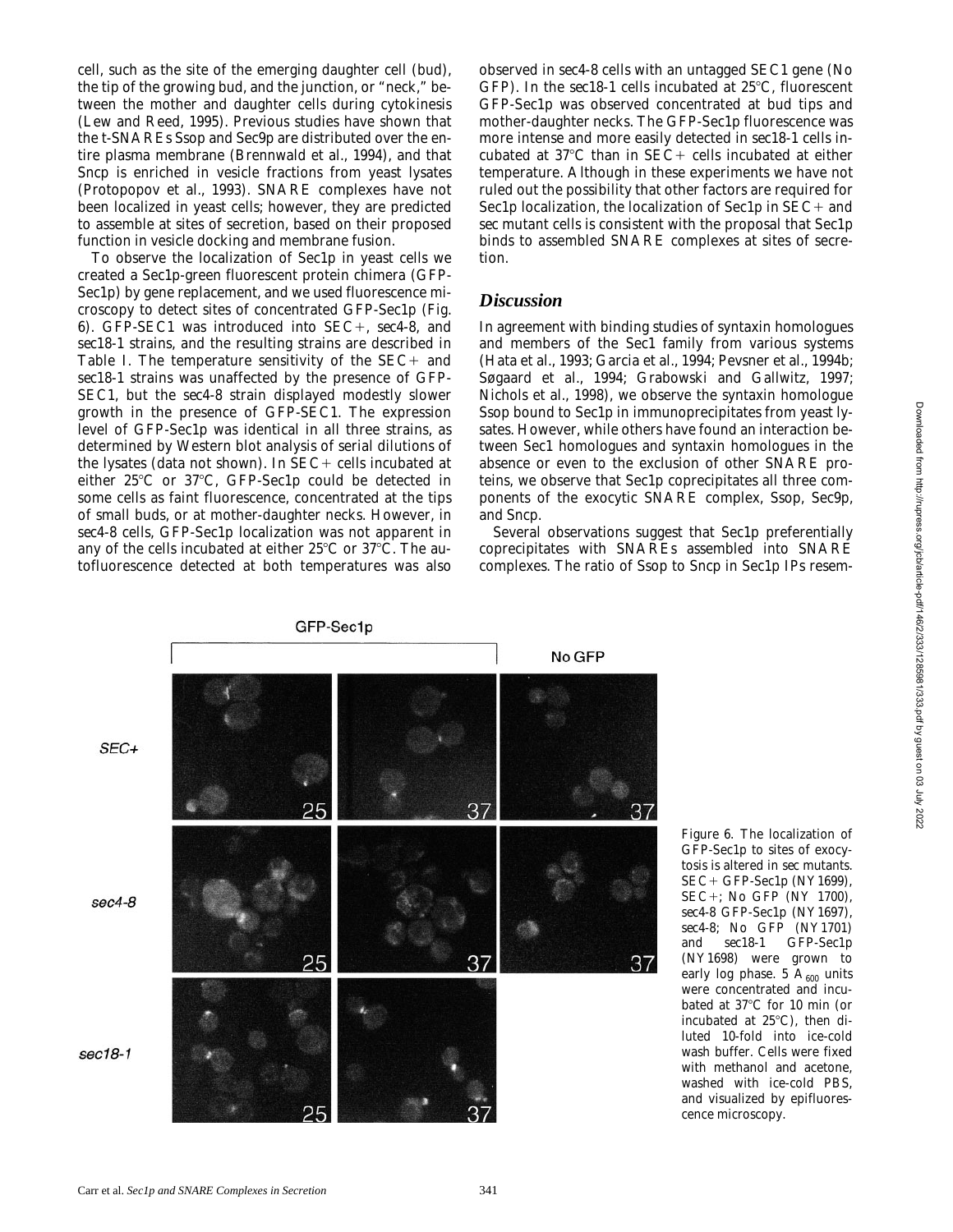cell, such as the site of the emerging daughter cell (bud), the tip of the growing bud, and the junction, or "neck," between the mother and daughter cells during cytokinesis (Lew and Reed, 1995). Previous studies have shown that the t-SNAREs Ssop and Sec9p are distributed over the entire plasma membrane (Brennwald et al., 1994), and that Sncp is enriched in vesicle fractions from yeast lysates (Protopopov et al., 1993). SNARE complexes have not been localized in yeast cells; however, they are predicted to assemble at sites of secretion, based on their proposed function in vesicle docking and membrane fusion.

To observe the localization of Sec1p in yeast cells we created a Sec1p-green fluorescent protein chimera (GFP-Sec1p) by gene replacement, and we used fluorescence microscopy to detect sites of concentrated GFP-Sec1p (Fig. 6). GFP-SEC1 was introduced into SEC+, sec4-8, and sec18-1 strains, and the resulting strains are described in Table I. The temperature sensitivity of the SEC+ and sec18-1 strains was unaffected by the presence of GFP-SEC1, but the sec4-8 strain displayed modestly slower growth in the presence of GFP-SEC1. The expression level of GFP-Sec1p was identical in all three strains, as determined by Western blot analysis of serial dilutions of the lysates (data not shown). In SEC+ cells incubated at either 25°C or 37°C, GFP-Sec1p could be detected in some cells as faint fluorescence, concentrated at the tips of small buds, or at mother-daughter necks. However, in sec4-8 cells, GFP-Sec1p localization was not apparent in any of the cells incubated at either 25°C or 37°C. The autofluorescence detected at both temperatures was also observed in sec4-8 cells with an untagged SEC1 gene (No GFP). In the sec18-1 cells incubated at 25°C, fluorescent GFP-Sec1p was observed concentrated at bud tips and mother-daughter necks. The GFP-Sec1p fluorescence was more intense and more easily detected in sec18-1 cells incubated at 37°C than in SEC+ cells incubated at either temperature. Although in these experiments we have not ruled out the possibility that other factors are required for Sec1p localization, the localization of Sec1p in SEC+ and sec mutant cells is consistent with the proposal that Sec1p binds to assembled SNARE complexes at sites of secretion.

## Discussion

In agreement with binding studies of syntaxin homologues and members of the Sec1 family from various systems (Hata et al., 1993; Garcia et al., 1994; Pevsner et al., 1994b; Søgaard et al., 1994; Grabowski and Gallwitz, 1997; Nichols et al., 1998), we observe the syntaxin homologue Ssop bound to Sec1p in immunoprecipitates from yeast lysates. However, while others have found an interaction between Sec1 homologues and syntaxin homologues in the absence or even to the exclusion of other SNARE proteins, we observe that Sec1p coprecipitates all three components of the exocytic SNARE complex, Ssop, Sec9p, and Sncp.

Several observations suggest that Sec1p preferentially coprecipitates with SNAREs assembled into SNARE complexes. The ratio of Ssop to Sncp in Sec1p IPs resem-

Figure 6. The localization of GFP-Sec1p to sites of exocytosis is altered in sec mutants. SEC+ GFP-Sec1p (NY1699), SEC+; No GFP (NY1700), sec4-8 GFP-Sec1p (NY1697), sec4-8; No GFP (NY1701) and sec18-1 GFP-Sec1p (NY1698) were grown to early log phase. 5 $A_{600}$ units were concentrated and incubated at 37°C for 10 min (or incubated at 25°C), then diluted 10-fold into ice-cold wash buffer. Cells were fixed with methanol and acetone, washed with ice-cold PBS, and visualized by epifluorescence microscopy.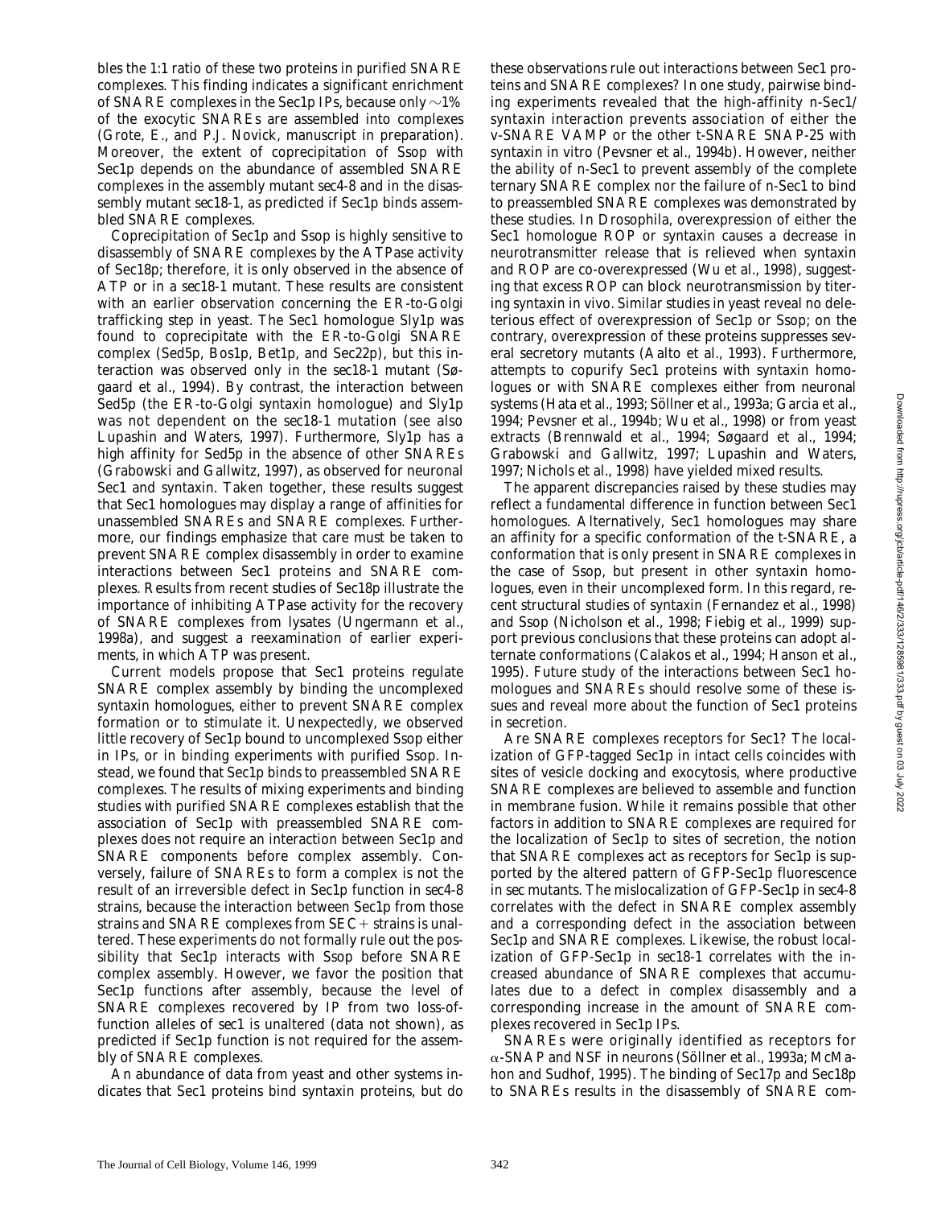bles the 1:1 ratio of these two proteins in purified SNARE complexes. This finding indicates a significant enrichment of SNARE complexes in the Sec1p IPs, because only ~1% of the exocytic SNAREs are assembled into complexes (Grote, E., and P.J. Novick, manuscript in preparation). Moreover, the extent of coprecipitation of Ssop with Sec1p depends on the abundance of assembled SNARE complexes in the assembly mutant *sec4-8* and in the disassembly mutant *sec18-1*, as predicted if Sec1p binds assembled SNARE complexes.

Coprecipitation of Sec1p and Ssop is highly sensitive to disassembly of SNARE complexes by the ATPase activity of Sec18p; therefore, it is only observed in the absence of ATP or in a *sec18-1* mutant. These results are consistent with an earlier observation concerning the ER-to-Golgi trafficking step in yeast. The Sec1 homologue Sly1p was found to coprecipitate with the ER-to-Golgi SNARE complex (Sed5p, Bos1p, Bet1p, and Sec22p), but this interaction was observed only in the *sec18-1* mutant (Søgaard et al., 1994). By contrast, the interaction between Sed5p (the ER-to-Golgi syntaxin homologue) and Sly1p was not dependent on the *sec18-1* mutation (see also Lupashin and Waters, 1997). Furthermore, Sly1p has a high affinity for Sed5p in the absence of other SNAREs (Grabowski and Gallwitz, 1997), as observed for neuronal Sec1 and syntaxin. Taken together, these results suggest that Sec1 homologues may display a range of affinities for unassembled SNAREs and SNARE complexes. Furthermore, our findings emphasize that care must be taken to prevent SNARE complex disassembly in order to examine interactions between Sec1 proteins and SNARE complexes. Results from recent studies of Sec18p illustrate the importance of inhibiting ATPase activity for the recovery of SNARE complexes from lysates (Ungermann et al., 1998a), and suggest a reexamination of earlier experiments, in which ATP was present.

Current models propose that Sec1 proteins regulate SNARE complex assembly by binding the uncomplexed syntaxin homologues, either to prevent SNARE complex formation or to stimulate it. Unexpectedly, we observed little recovery of Sec1p bound to uncomplexed Ssop either in IPs, or in binding experiments with purified Ssop. Instead, we found that Sec1p binds to preassembled SNARE complexes. The results of mixing experiments and binding studies with purified SNARE complexes establish that the association of Sec1p with preassembled SNARE complexes does not require an interaction between Sec1p and SNARE components before complex assembly. Conversely, failure of SNAREs to form a complex is not the result of an irreversible defect in Sec1p function in *sec4-8* strains, because the interaction between Sec1p from those strains and SNARE complexes from *SEC*+ strains is unaltered. These experiments do not formally rule out the possibility that Sec1p interacts with Ssop before SNARE complex assembly. However, we favor the position that Sec1p functions after assembly, because the level of SNARE complexes recovered by IP from two loss-of-function alleles of *sec1* is unaltered (data not shown), as predicted if Sec1p function is not required for the assembly of SNARE complexes.

An abundance of data from yeast and other systems indicates that Sec1 proteins bind syntaxin proteins, but do these observations rule out interactions between Sec1 proteins and SNARE complexes? In one study, pairwise binding experiments revealed that the high-affinity n-Sec1/syntaxin interaction prevents association of either the v-SNARE VAMP or the other t-SNARE SNAP-25 with syntaxin in vitro (Pevsner et al., 1994b). However, neither the ability of n-Sec1 to prevent assembly of the complete ternary SNARE complex nor the failure of n-Sec1 to bind to preassembled SNARE complexes was demonstrated by these studies. In *Drosophila*, overexpression of either the Sec1 homologue ROP or syntaxin causes a decrease in neurotransmitter release that is relieved when syntaxin and ROP are co-overexpressed (Wu et al., 1998), suggesting that excess ROP can block neurotransmission by titering syntaxin in vivo. Similar studies in yeast reveal no deleterious effect of overexpression of Sec1p or Ssop; on the contrary, overexpression of these proteins suppresses several secretory mutants (Aalto et al., 1993). Furthermore, attempts to copurify Sec1 proteins with syntaxin homologues or with SNARE complexes either from neuronal systems (Hata et al., 1993; Söllner et al., 1993a; Garcia et al., 1994; Pevsner et al., 1994b; Wu et al., 1998) or from yeast extracts (Brennwald et al., 1994; Søgaard et al., 1994; Grabowski and Gallwitz, 1997; Lupashin and Waters, 1997; Nichols et al., 1998) have yielded mixed results.

The apparent discrepancies raised by these studies may reflect a fundamental difference in function between Sec1 homologues. Alternatively, Sec1 homologues may share an affinity for a specific conformation of the t-SNARE, a conformation that is only present in SNARE complexes in the case of Ssop, but present in other syntaxin homologues, even in their uncomplexed form. In this regard, recent structural studies of syntaxin (Fernandez et al., 1998) and Ssop (Nicholson et al., 1998; Fiebig et al., 1999) support previous conclusions that these proteins can adopt alternate conformations (Calakos et al., 1994; Hanson et al., 1995). Future study of the interactions between Sec1 homologues and SNAREs should resolve some of these issues and reveal more about the function of Sec1 proteins in secretion.

Are SNARE complexes receptors for Sec1? The localization of GFP-tagged Sec1p in intact cells coincides with sites of vesicle docking and exocytosis, where productive SNARE complexes are believed to assemble and function in membrane fusion. While it remains possible that other factors in addition to SNARE complexes are required for the localization of Sec1p to sites of secretion, the notion that SNARE complexes act as receptors for Sec1p is supported by the altered pattern of GFP-Sec1p fluorescence in *sec* mutants. The mislocalization of GFP-Sec1p in *sec4-8* correlates with the defect in SNARE complex assembly and a corresponding defect in the association between Sec1p and SNARE complexes. Likewise, the robust localization of GFP-Sec1p in *sec18-1* correlates with the increased abundance of SNARE complexes that accumulates due to a defect in complex disassembly and a corresponding increase in the amount of SNARE complexes recovered in Sec1p IPs.

SNAREs were originally identified as receptors for α-SNAP and NSF in neurons (Söllner et al., 1993a; McMahon and Sudhof, 1995). The binding of Sec17p and Sec18p to SNAREs results in the disassembly of SNARE com-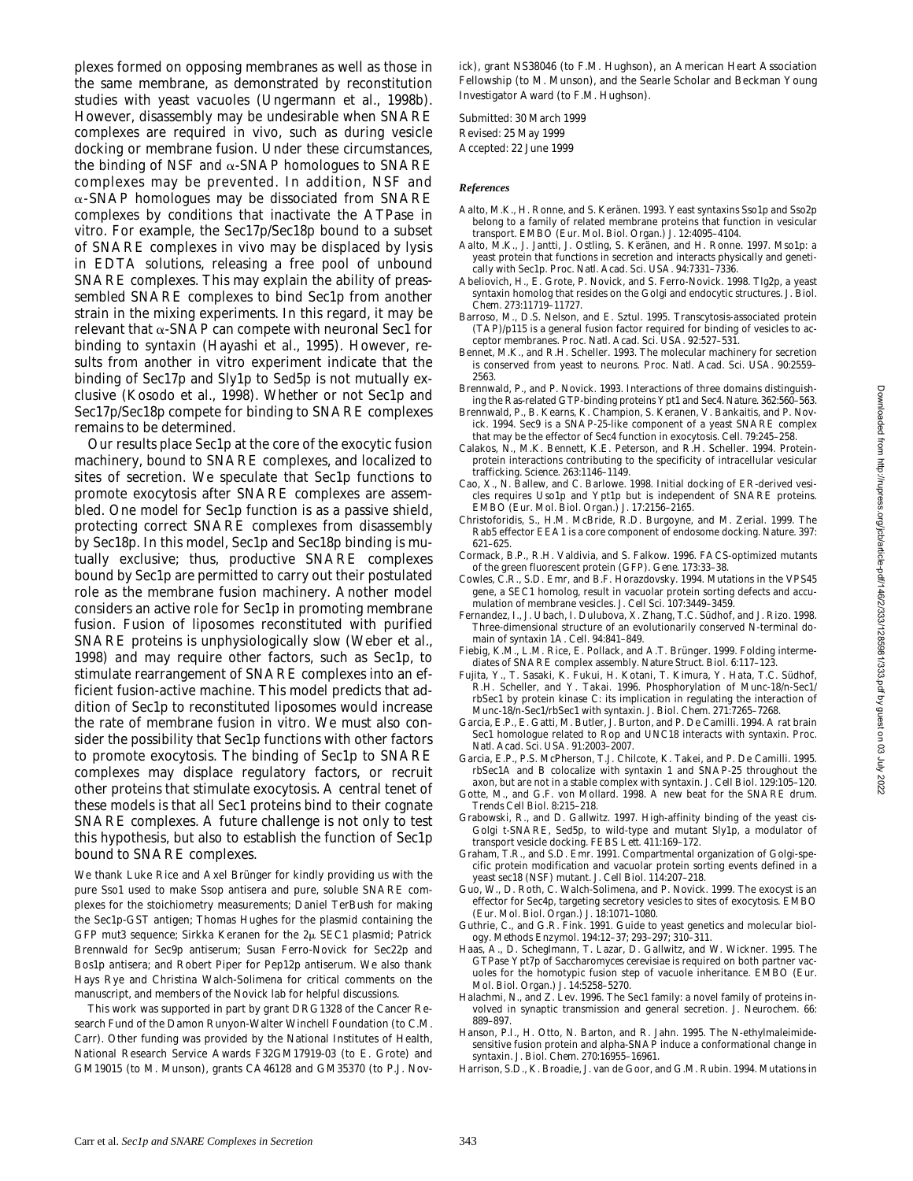plexes formed on opposing membranes as well as those in the same membrane, as demonstrated by reconstitution studies with yeast vacuoles (Ungermann et al., 1998b). However, disassembly may be undesirable when SNARE complexes are required in vivo, such as during vesicle docking or membrane fusion. Under these circumstances, the binding of NSF and α-SNAP homologues to SNARE complexes may be prevented. In addition, NSF and α-SNAP homologues may be dissociated from SNARE complexes by conditions that inactivate the ATPase in vitro. For example, the Sec17p/Sec18p bound to a subset of SNARE complexes in vivo may be displaced by lysis in EDTA solutions, releasing a free pool of unbound SNARE complexes. This may explain the ability of preassembled SNARE complexes to bind Sec1p from another strain in the mixing experiments. In this regard, it may be relevant that α-SNAP can compete with neuronal Sec1 for binding to syntaxin (Hayashi et al., 1995). However, results from another in vitro experiment indicate that the binding of Sec17p and Sly1p to Sed5p is not mutually exclusive (Kosodo et al., 1998). Whether or not Sec1p and Sec17p/Sec18p compete for binding to SNARE complexes remains to be determined.

Our results place Sec1p at the core of the exocytic fusion machinery, bound to SNARE complexes, and localized to sites of secretion. We speculate that Sec1p functions to promote exocytosis after SNARE complexes are assembled. One model for Sec1p function is as a passive shield, protecting correct SNARE complexes from disassembly by Sec18p. In this model, Sec1p and Sec18p binding is mutually exclusive; thus, productive SNARE complexes bound by Sec1p are permitted to carry out their postulated role as the membrane fusion machinery. Another model considers an active role for Sec1p in promoting membrane fusion. Fusion of liposomes reconstituted with purified SNARE proteins is unphysiologically slow (Weber et al., 1998) and may require other factors, such as Sec1p, to stimulate rearrangement of SNARE complexes into an efficient fusion-active machine. This model predicts that addition of Sec1p to reconstituted liposomes would increase the rate of membrane fusion in vitro. We must also consider the possibility that Sec1p functions with other factors to promote exocytosis. The binding of Sec1p to SNARE complexes may displace regulatory factors, or recruit other proteins that stimulate exocytosis. A central tenet of these models is that all Sec1 proteins bind to their cognate SNARE complexes. A future challenge is not only to test this hypothesis, but also to establish the function of Sec1p bound to SNARE complexes.

We thank Luke Rice and Axel Brünger for kindly providing us with the pure Sso1 used to make Ssop antisera and pure, soluble SNARE complexes for the stoichiometry measurements; Daniel TerBush for making the Sec1p-GST antigen; Thomas Hughes for the plasmid containing the GFP mut3 sequence; Sirkka Keranen for the 2μ SEC1 plasmid; Patrick Brennwald for Sec9p antiserum; Susan Ferro-Novick for Sec22p and Bos1p antisera; and Robert Piper for Pep12p antiserum. We also thank Hays Rye and Christina Walch-Solimena for critical comments on the manuscript, and members of the Novick lab for helpful discussions.

This work was supported in part by grant DRG1328 of the Cancer Research Fund of the Damon Runyon-Walter Winchell Foundation (to C.M. Carr). Other funding was provided by the National Institutes of Health, National Research Service Awards F32GM17919-03 (to E. Grote) and GM19015 (to M. Munson), grants CA46128 and GM35370 (to P.J. Novick), grant NS38046 (to F.M. Hughson), an American Heart Association Fellowship (to M. Munson), and the Searle Scholar and Beckman Young Investigator Award (to F.M. Hughson).

Submitted: 30 March 1999
Revised: 25 May 1999
Accepted: 22 June 1999

#### *References*

Aalto, M.K., H. Ronne, and S. Keränen. 1993. Yeast syntaxins Sso1p and Sso2p belong to a family of related membrane proteins that function in vesicular transport. *EMBO (Eur. Mol. Biol. Organ.) J.* 12:4095–4104.

Aalto, M.K., J. Jantti, J. Ostling, S. Keränen, and H. Ronne. 1997. Mso1p: a yeast protein that functions in secretion and interacts physically and genetically with Sec1p. *Proc. Natl. Acad. Sci. USA.* 94:7331–7336.

Abeliovich, H., E. Grote, P. Novick, and S. Ferro-Novick. 1998. Tlg2p, a yeast syntaxin homolog that resides on the Golgi and endocytic structures. *J. Biol. Chem.* 273:11719–11727.

Barroso, M., D.S. Nelson, and E. Sztul. 1995. Transcytosis-associated protein (TAP)/p115 is a general fusion factor required for binding of vesicles to acceptor membranes. *Proc. Natl. Acad. Sci. USA.* 92:527–531.

Bennet, M.K., and R.H. Scheller. 1993. The molecular machinery for secretion is conserved from yeast to neurons. *Proc. Natl. Acad. Sci. USA.* 90:2559–2563.

Brennwald, P., and P. Novick. 1993. Interactions of three domains distinguishing the Ras-related GTP-binding proteins Ypt1 and Sec4. *Nature.* 362:560–563.

Brennwald, P., B. Kearns, K. Champion, S. Keranen, V. Bankaitis, and P. Novick. 1994. Sec9 is a SNAP-25-like component of a yeast SNARE complex that may be the effector of Sec4 function in exocytosis. *Cell.* 79:245–258.

Calakos, N., M.K. Bennett, K.E. Peterson, and R.H. Scheller. 1994. Protein-protein interactions contributing to the specificity of intracellular vesicular trafficking. *Science.* 263:1146–1149.

Cao, X., N. Ballew, and C. Barlowe. 1998. Initial docking of ER-derived vesicles requires Uso1p and Ypt1p but is independent of SNARE proteins. *EMBO (Eur. Mol. Biol. Organ.) J.* 17:2156–2165.

Christoforidis, S., H.M. McBride, R.D. Burgoyne, and M. Zerial. 1999. The Rab5 effector EEA1 is a core component of endosome docking. *Nature.* 397:621–625.

Cormack, B.P., R.H. Valdivia, and S. Falkow. 1996. FACS-optimized mutants of the green fluorescent protein (GFP). *Gene.* 173:33–38.

Cowles, C.R., S.D. Emr, and B.F. Horazdovsky. 1994. Mutations in the VPS45 gene, a SEC1 homolog, result in vacuolar protein sorting defects and accumulation of membrane vesicles. *J. Cell Sci.* 107:3449–3459.

Fernandez, I., J. Ubach, I. Dulubova, X. Zhang, T.C. Südhof, and J. Rizo. 1998. Three-dimensional structure of an evolutionarily conserved N-terminal domain of syntaxin 1A. *Cell.* 94:841–849.

Fiebig, K.M., L.M. Rice, E. Pollack, and A.T. Brünger. 1999. Folding intermediates of SNARE complex assembly. *Nature Struct. Biol.* 6:117–123.

Fujita, Y., T. Sasaki, K. Fukui, H. Kotani, T. Kimura, Y. Hata, T.C. Südhof, R.H. Scheller, and Y. Takai. 1996. Phosphorylation of Munc-18/n-Sec1/rbSec1 by protein kinase C: its implication in regulating the interaction of Munc-18/n-Sec1/rbSec1 with syntaxin. *J. Biol. Chem.* 271:7265–7268.

Garcia, E.P., E. Gatti, M. Butler, J. Burton, and P. De Camilli. 1994. A rat brain Sec1 homologue related to Rop and UNC18 interacts with syntaxin. *Proc. Natl. Acad. Sci. USA.* 91:2003–2007.

Garcia, E.P., P.S. McPherson, T.J. Chilcote, K. Takei, and P. De Camilli. 1995. rbSec1A and B colocalize with syntaxin 1 and SNAP-25 throughout the axon, but are not in a stable complex with syntaxin. *J. Cell Biol.* 129:105–120.

Gotte, M., and G.F. von Mollard. 1998. A new beat for the SNARE drum. *Trends Cell Biol.* 8:215–218.

Grabowski, R., and D. Gallwitz. 1997. High-affinity binding of the yeast cis-Golgi t-SNARE, Sed5p, to wild-type and mutant Sly1p, a modulator of transport vesicle docking. *FEBS Lett.* 411:169–172.

Graham, T.R., and S.D. Emr. 1991. Compartmental organization of Golgi-specific protein modification and vacuolar protein sorting events defined in a yeast sec18 (NSF) mutant. *J. Cell Biol.* 114:207–218.

Guo, W., D. Roth, C. Walch-Solimena, and P. Novick. 1999. The exocyst is an effector for Sec4p, targeting secretory vesicles to sites of exocytosis. *EMBO (Eur. Mol. Biol. Organ.) J.* 18:1071–1080.

Guthrie, C., and G.R. Fink. 1991. Guide to yeast genetics and molecular biology. *Methods Enzymol.* 194:12–37; 293–297; 310–311.

Haas, A., D. Scheglmann, T. Lazar, D. Gallwitz, and W. Wickner. 1995. The GTPase Ypt7p of Saccharomyces cerevisiae is required on both partner vacuoles for the homotypic fusion step of vacuole inheritance. *EMBO (Eur. Mol. Biol. Organ.) J.* 14:5258–5270.

Halachmi, N., and Z. Lev. 1996. The Sec1 family: a novel family of proteins involved in synaptic transmission and general secretion. *J. Neurochem.* 66:889–897.

Hanson, P.I., H. Otto, N. Barton, and R. Jahn. 1995. The N-ethylmaleimide-sensitive fusion protein and alpha-SNAP induce a conformational change in syntaxin. *J. Biol. Chem.* 270:16955–16961.

Harrison, S.D., K. Broadie, J. van de Goor, and G.M. Rubin. 1994. Mutations in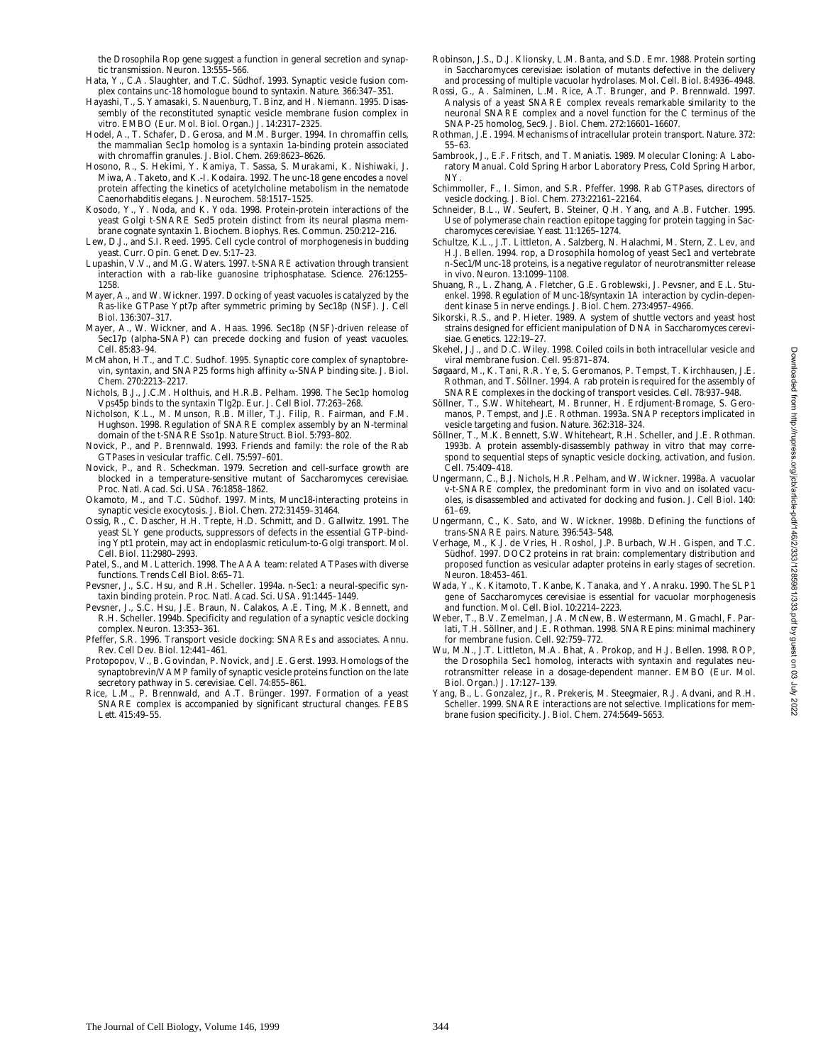the Drosophila Rop gene suggest a function in general secretion and synaptic transmission. Neuron. 13:555–566.

Hata, Y., C.A. Slaughter, and T.C. Südhof. 1993. Synaptic vesicle fusion complex contains unc-18 homologue bound to syntaxin. Nature. 366:347–351.

Hayashi, T., S. Yamasaki, S. Nauenburg, T. Binz, and H. Niemann. 1995. Disassembly of the reconstituted synaptic vesicle membrane fusion complex in vitro. EMBO (Eur. Mol. Biol. Organ.) J. 14:2317–2325.

Hodel, A., T. Schafer, D. Gerosa, and M.M. Burger. 1994. In chromaffin cells, the mammalian Sec1p homolog is a syntaxin 1a-binding protein associated with chromaffin granules. J. Biol. Chem. 269:8623–8626.

Hosono, R., S. Hekimi, Y. Kamiya, T. Sassa, S. Murakami, K. Nishiwaki, J. Miwa, A. Taketo, and K.-I. Kodaira. 1992. The unc-18 gene encodes a novel protein affecting the kinetics of acetylcholine metabolism in the nematode Caenorhabditis elegans. J. Neurochem. 58:1517–1525.

Kosodo, Y., Y. Noda, and K. Yoda. 1998. Protein-protein interactions of the yeast Golgi t-SNARE Sed5 protein distinct from its neural plasma membrane cognate syntaxin 1. Biochem. Biophys. Res. Commun. 250:212–216.

Lew, D.J., and S.I. Reed. 1995. Cell cycle control of morphogenesis in budding yeast. Curr. Opin. Genet. Dev. 5:17–23.

Lupashin, V.V., and M.G. Waters. 1997. t-SNARE activation through transient interaction with a rab-like guanosine triphosphatase. Science. 276:1255–1258.

Mayer, A., and W. Wickner. 1997. Docking of yeast vacuoles is catalyzed by the Ras-like GTPase Ypt7p after symmetric priming by Sec18p (NSF). J. Cell Biol. 136:307–317.

Mayer, A., W. Wickner, and A. Haas. 1996. Sec18p (NSF)-driven release of Sec17p (alpha-SNAP) can precede docking and fusion of yeast vacuoles. Cell. 85:83–94.

McMahon, H.T., and T.C. Sudhof. 1995. Synaptic core complex of synaptobrevin, syntaxin, and SNAP25 forms high affinity α-SNAP binding site. J. Biol. Chem. 270:2213–2217.

Nichols, B.J., J.C.M. Holthuis, and H.R.B. Pelham. 1998. The Sec1p homolog Vps45p binds to the syntaxin Tlg2p. Eur. J. Cell Biol. 77:263–268.

Nicholson, K.L., M. Munson, R.B. Miller, T.J. Filip, R. Fairman, and F.M. Hughson. 1998. Regulation of SNARE complex assembly by an N-terminal domain of the t-SNARE Sso1p. Nature Struct. Biol. 5:793–802.

Novick, P., and P. Brennwald. 1993. Friends and family: the role of the Rab GTPases in vesicular traffic. Cell. 75:597–601.

Novick, P., and R. Scheckman. 1979. Secretion and cell-surface growth are blocked in a temperature-sensitive mutant of Saccharomyces cerevisiae. Proc. Natl. Acad. Sci. USA. 76:1858–1862.

Okamoto, M., and T.C. Südhof. 1997. Mints, Munc18-interacting proteins in synaptic vesicle exocytosis. J. Biol. Chem. 272:31459–31464.

Ossig, R., C. Dascher, H.H. Trepte, H.D. Schmitt, and D. Gallwitz. 1991. The yeast SLY gene products, suppressors of defects in the essential GTP-binding Ypt1 protein, may act in endoplasmic reticulum-to-Golgi transport. Mol. Cell. Biol. 11:2980–2993.

Patel, S., and M. Latterich. 1998. The AAA team: related ATPases with diverse functions. Trends Cell Biol. 8:65–71.

Pevsner, J., S.C. Hsu, and R.H. Scheller. 1994a. n-Sec1: a neural-specific syntaxin binding protein. Proc. Natl. Acad. Sci. USA. 91:1445–1449.

Pevsner, J., S.C. Hsu, J.E. Braun, N. Calakos, A.E. Ting, M.K. Bennett, and R.H. Scheller. 1994b. Specificity and regulation of a synaptic vesicle docking complex. Neuron. 13:353–361.

Pfeffer, S.R. 1996. Transport vesicle docking: SNAREs and associates. Annu. Rev. Cell Dev. Biol. 12:441–461.

Protopopov, V., B. Govindan, P. Novick, and J.E. Gerst. 1993. Homologs of the synaptobrevin/VAMP family of synaptic vesicle proteins function on the late secretory pathway in S. cerevisiae. Cell. 74:855–861.

Rice, L.M., P. Brennwald, and A.T. Brünger. 1997. Formation of a yeast SNARE complex is accompanied by significant structural changes. FEBS Lett. 415:49–55.

Robinson, J.S., D.J. Klionsky, L.M. Banta, and S.D. Emr. 1988. Protein sorting in Saccharomyces cerevisiae: isolation of mutants defective in the delivery and processing of multiple vacuolar hydrolases. Mol. Cell. Biol. 8:4936–4948.

Rossi, G., A. Salminen, L.M. Rice, A.T. Brunger, and P. Brennwald. 1997. Analysis of a yeast SNARE complex reveals remarkable similarity to the neuronal SNARE complex and a novel function for the C terminus of the SNAP-25 homolog, Sec9. J. Biol. Chem. 272:16601–16607.

Rothman, J.E. 1994. Mechanisms of intracellular protein transport. Nature. 372:55–63.

Sambrook, J., E.F. Fritsch, and T. Maniatis. 1989. Molecular Cloning: A Laboratory Manual. Cold Spring Harbor Laboratory Press, Cold Spring Harbor, NY.

Schimmoller, F., I. Simon, and S.R. Pfeffer. 1998. Rab GTPases, directors of vesicle docking. J. Biol. Chem. 273:22161–22164.

Schneider, B.L., W. Seufert, B. Steiner, Q.H. Yang, and A.B. Futcher. 1995. Use of polymerase chain reaction epitope tagging for protein tagging in Saccharomyces cerevisiae. Yeast. 11:1265–1274.

Schultze, K.L., J.T. Littleton, A. Salzberg, N. Halachmi, M. Stern, Z. Lev, and H.J. Bellen. 1994. rop, a Drosophila homolog of yeast Sec1 and vertebrate n-Sec1/Munc-18 proteins, is a negative regulator of neurotransmitter release in vivo. Neuron. 13:1099–1108.

Shuang, R., L. Zhang, A. Fletcher, G.E. Groblewski, J. Pevsner, and E.L. Stuenkel. 1998. Regulation of Munc-18/syntaxin 1A interaction by cyclin-dependent kinase 5 in nerve endings. J. Biol. Chem. 273:4957–4966.

Sikorski, R.S., and P. Hieter. 1989. A system of shuttle vectors and yeast host strains designed for efficient manipulation of DNA in Saccharomyces cerevisiae. Genetics. 122:19–27.

Skehel, J.J., and D.C. Wiley. 1998. Coiled coils in both intracellular vesicle and viral membrane fusion. Cell. 95:871–874.

Søgaard, M., K. Tani, R.R. Ye, S. Geromanos, P. Tempst, T. Kirchhausen, J.E. Rothman, and T. Söllner. 1994. A rab protein is required for the assembly of SNARE complexes in the docking of transport vesicles. Cell. 78:937–948.

Söllner, T., S.W. Whiteheart, M. Brunner, H. Erdjument-Bromage, S. Geromanos, P. Tempst, and J.E. Rothman. 1993a. SNAP receptors implicated in vesicle targeting and fusion. Nature. 362:318–324.

Söllner, T., M.K. Bennett, S.W. Whiteheart, R.H. Scheller, and J.E. Rothman. 1993b. A protein assembly-disassembly pathway in vitro that may correspond to sequential steps of synaptic vesicle docking, activation, and fusion. Cell. 75:409–418.

Ungermann, C., B.J. Nichols, H.R. Pelham, and W. Wickner. 1998a. A vacuolar v-t-SNARE complex, the predominant form in vivo and on isolated vacuoles, is disassembled and activated for docking and fusion. J. Cell Biol. 140:61–69.

Ungermann, C., K. Sato, and W. Wickner. 1998b. Defining the functions of trans-SNARE pairs. Nature. 396:543–548.

Verhage, M., K.J. de Vries, H. Roshol, J.P. Burbach, W.H. Gispen, and T.C. Südhof. 1997. DOC2 proteins in rat brain: complementary distribution and proposed function as vesicular adapter proteins in early stages of secretion. Neuron. 18:453–461.

Wada, Y., K. Kitamoto, T. Kanbe, K. Tanaka, and Y. Anraku. 1990. The SLP1 gene of Saccharomyces cerevisiae is essential for vacuolar morphogenesis and function. Mol. Cell. Biol. 10:2214–2223.

Weber, T., B.V. Zemelman, J.A. McNew, B. Westermann, M. Gmachl, F. Parlati, T.H. Söllner, and J.E. Rothman. 1998. SNAREpins: minimal machinery for membrane fusion. Cell. 92:759–772.

Wu, M.N., J.T. Littleton, M.A. Bhat, A. Prokop, and H.J. Bellen. 1998. ROP, the Drosophila Sec1 homolog, interacts with syntaxin and regulates neurotransmitter release in a dosage-dependent manner. EMBO (Eur. Mol. Biol. Organ.) J. 17:127–139.

Yang, B., L. Gonzalez, Jr., R. Prekeris, M. Steegmaier, R.J. Advani, and R.H. Scheller. 1999. SNARE interactions are not selective. Implications for membrane fusion specificity. J. Biol. Chem. 274:5649–5653.